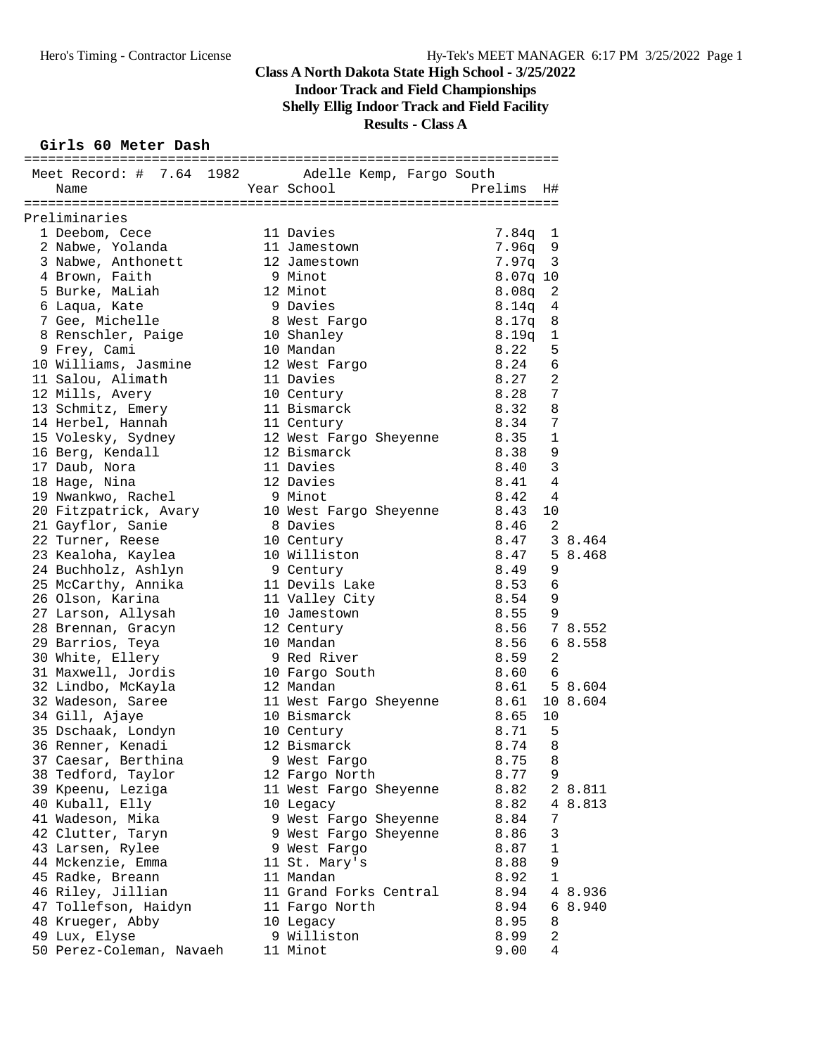# Class A North Dakota State High School - 3/25/2022

## Indoor Track and Field Championships

## Shelly Ellig Indoor Track and Field Facility

## Results - Class A

### Girls 60 Meter Dash

Meet Record: # 7.64 1982 Adelle Kemp, Fargo South

**Preliminaries**

| Place | Name | Year | School | Prelims | H# | |
|---|---|---|---|---|---|---|
| 1 | Deebom, Cece | 11 | Davies | 7.84q | 1 | |
| 2 | Nabwe, Yolanda | 11 | Jamestown | 7.96q | 9 | |
| 3 | Nabwe, Anthonett | 12 | Jamestown | 7.97q | 3 | |
| 4 | Brown, Faith | 9 | Minot | 8.07q | 10 | |
| 5 | Burke, MaLiah | 12 | Minot | 8.08q | 2 | |
| 6 | Laqua, Kate | 9 | Davies | 8.14q | 4 | |
| 7 | Gee, Michelle | 8 | West Fargo | 8.17q | 8 | |
| 8 | Renschler, Paige | 10 | Shanley | 8.19q | 1 | |
| 9 | Frey, Cami | 10 | Mandan | 8.22 | 5 | |
| 10 | Williams, Jasmine | 12 | West Fargo | 8.24 | 6 | |
| 11 | Salou, Alimath | 11 | Davies | 8.27 | 2 | |
| 12 | Mills, Avery | 10 | Century | 8.28 | 7 | |
| 13 | Schmitz, Emery | 11 | Bismarck | 8.32 | 8 | |
| 14 | Herbel, Hannah | 11 | Century | 8.34 | 7 | |
| 15 | Volesky, Sydney | 12 | West Fargo Sheyenne | 8.35 | 1 | |
| 16 | Berg, Kendall | 12 | Bismarck | 8.38 | 9 | |
| 17 | Daub, Nora | 11 | Davies | 8.40 | 3 | |
| 18 | Hage, Nina | 12 | Davies | 8.41 | 4 | |
| 19 | Nwankwo, Rachel | 9 | Minot | 8.42 | 4 | |
| 20 | Fitzpatrick, Avary | 10 | West Fargo Sheyenne | 8.43 | 10 | |
| 21 | Gayflor, Sanie | 8 | Davies | 8.46 | 2 | |
| 22 | Turner, Reese | 10 | Century | 8.47 | 3 | 8.464 |
| 23 | Kealoha, Kaylea | 10 | Williston | 8.47 | 5 | 8.468 |
| 24 | Buchholz, Ashlyn | 9 | Century | 8.49 | 9 | |
| 25 | McCarthy, Annika | 11 | Devils Lake | 8.53 | 6 | |
| 26 | Olson, Karina | 11 | Valley City | 8.54 | 9 | |
| 27 | Larson, Allysah | 10 | Jamestown | 8.55 | 9 | |
| 28 | Brennan, Gracyn | 12 | Century | 8.56 | 7 | 8.552 |
| 29 | Barrios, Teya | 10 | Mandan | 8.56 | 6 | 8.558 |
| 30 | White, Ellery | 9 | Red River | 8.59 | 2 | |
| 31 | Maxwell, Jordis | 10 | Fargo South | 8.60 | 6 | |
| 32 | Lindbo, McKayla | 12 | Mandan | 8.61 | 5 | 8.604 |
| 32 | Wadeson, Saree | 11 | West Fargo Sheyenne | 8.61 | 10 | 8.604 |
| 34 | Gill, Ajaye | 10 | Bismarck | 8.65 | 10 | |
| 35 | Dschaak, Londyn | 10 | Century | 8.71 | 5 | |
| 36 | Renner, Kenadi | 12 | Bismarck | 8.74 | 8 | |
| 37 | Caesar, Berthina | 9 | West Fargo | 8.75 | 8 | |
| 38 | Tedford, Taylor | 12 | Fargo North | 8.77 | 9 | |
| 39 | Kpeenu, Leziga | 11 | West Fargo Sheyenne | 8.82 | 2 | 8.811 |
| 40 | Kuball, Elly | 10 | Legacy | 8.82 | 4 | 8.813 |
| 41 | Wadeson, Mika | 9 | West Fargo Sheyenne | 8.84 | 7 | |
| 42 | Clutter, Taryn | 9 | West Fargo Sheyenne | 8.86 | 3 | |
| 43 | Larsen, Rylee | 9 | West Fargo | 8.87 | 1 | |
| 44 | Mckenzie, Emma | 11 | St. Mary's | 8.88 | 9 | |
| 45 | Radke, Breann | 11 | Mandan | 8.92 | 1 | |
| 46 | Riley, Jillian | 11 | Grand Forks Central | 8.94 | 4 | 8.936 |
| 47 | Tollefson, Haidyn | 11 | Fargo North | 8.94 | 6 | 8.940 |
| 48 | Krueger, Abby | 10 | Legacy | 8.95 | 8 | |
| 49 | Lux, Elyse | 9 | Williston | 8.99 | 2 | |
| 50 | Perez-Coleman, Navaeh | 11 | Minot | 9.00 | 4 | |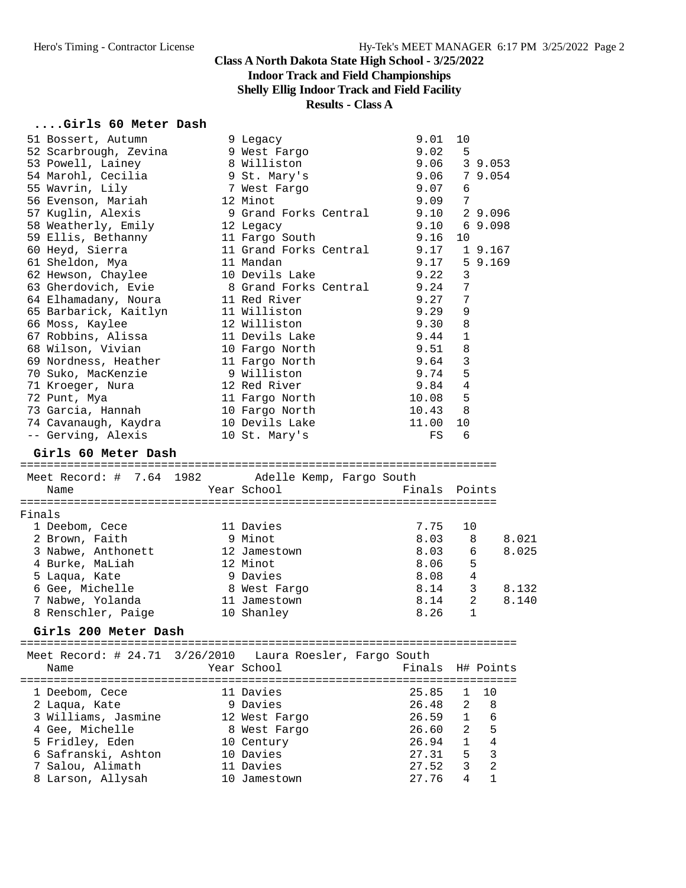# Class A North Dakota State High School - 3/25/2022

## Indoor Track and Field Championships

## Shelly Ellig Indoor Track and Field Facility

## Results - Class A

### ....Girls 60 Meter Dash

| Place | Name | Year | School | Finals | H# | |
|---|---|---|---|---|---|---|
| 51 | Bossert, Autumn | 9 | Legacy | 9.01 | 10 | |
| 52 | Scarbrough, Zevina | 9 | West Fargo | 9.02 | 5 | |
| 53 | Powell, Lainey | 8 | Williston | 9.06 | 3 | 9.053 |
| 54 | Marohl, Cecilia | 9 | St. Mary's | 9.06 | 7 | 9.054 |
| 55 | Wavrin, Lily | 7 | West Fargo | 9.07 | 6 | |
| 56 | Evenson, Mariah | 12 | Minot | 9.09 | 7 | |
| 57 | Kuglin, Alexis | 9 | Grand Forks Central | 9.10 | 2 | 9.096 |
| 58 | Weatherly, Emily | 12 | Legacy | 9.10 | 6 | 9.098 |
| 59 | Ellis, Bethanny | 11 | Fargo South | 9.16 | 10 | |
| 60 | Heyd, Sierra | 11 | Grand Forks Central | 9.17 | 1 | 9.167 |
| 61 | Sheldon, Mya | 11 | Mandan | 9.17 | 5 | 9.169 |
| 62 | Hewson, Chaylee | 10 | Devils Lake | 9.22 | 3 | |
| 63 | Gherdovich, Evie | 8 | Grand Forks Central | 9.24 | 7 | |
| 64 | Elhamadany, Noura | 11 | Red River | 9.27 | 7 | |
| 65 | Barbarick, Kaitlyn | 11 | Williston | 9.29 | 9 | |
| 66 | Moss, Kaylee | 12 | Williston | 9.30 | 8 | |
| 67 | Robbins, Alissa | 11 | Devils Lake | 9.44 | 1 | |
| 68 | Wilson, Vivian | 10 | Fargo North | 9.51 | 8 | |
| 69 | Nordness, Heather | 11 | Fargo North | 9.64 | 3 | |
| 70 | Suko, MacKenzie | 9 | Williston | 9.74 | 5 | |
| 71 | Kroeger, Nura | 12 | Red River | 9.84 | 4 | |
| 72 | Punt, Mya | 11 | Fargo North | 10.08 | 5 | |
| 73 | Garcia, Hannah | 10 | Fargo North | 10.43 | 8 | |
| 74 | Cavanaugh, Kaydra | 10 | Devils Lake | 11.00 | 10 | |
| -- | Gerving, Alexis | 10 | St. Mary's | FS | 6 | |

### Girls 60 Meter Dash

Meet Record: # 7.64 1982 Adelle Kemp, Fargo South

**Finals**

| Place | Name | Year | School | Finals | Points | |
|---|---|---|---|---|---|---|
| 1 | Deebom, Cece | 11 | Davies | 7.75 | 10 | |
| 2 | Brown, Faith | 9 | Minot | 8.03 | 8 | 8.021 |
| 3 | Nabwe, Anthonett | 12 | Jamestown | 8.03 | 6 | 8.025 |
| 4 | Burke, MaLiah | 12 | Minot | 8.06 | 5 | |
| 5 | Laqua, Kate | 9 | Davies | 8.08 | 4 | |
| 6 | Gee, Michelle | 8 | West Fargo | 8.14 | 3 | 8.132 |
| 7 | Nabwe, Yolanda | 11 | Jamestown | 8.14 | 2 | 8.140 |
| 8 | Renschler, Paige | 10 | Shanley | 8.26 | 1 | |

### Girls 200 Meter Dash

Meet Record: # 24.71 3/26/2010 Laura Roesler, Fargo South

| Place | Name | Year | School | Finals | H# | Points |
|---|---|---|---|---|---|---|
| 1 | Deebom, Cece | 11 | Davies | 25.85 | 1 | 10 |
| 2 | Laqua, Kate | 9 | Davies | 26.48 | 2 | 8 |
| 3 | Williams, Jasmine | 12 | West Fargo | 26.59 | 1 | 6 |
| 4 | Gee, Michelle | 8 | West Fargo | 26.60 | 2 | 5 |
| 5 | Fridley, Eden | 10 | Century | 26.94 | 1 | 4 |
| 6 | Safranski, Ashton | 10 | Davies | 27.31 | 5 | 3 |
| 7 | Salou, Alimath | 11 | Davies | 27.52 | 3 | 2 |
| 8 | Larson, Allysah | 10 | Jamestown | 27.76 | 4 | 1 |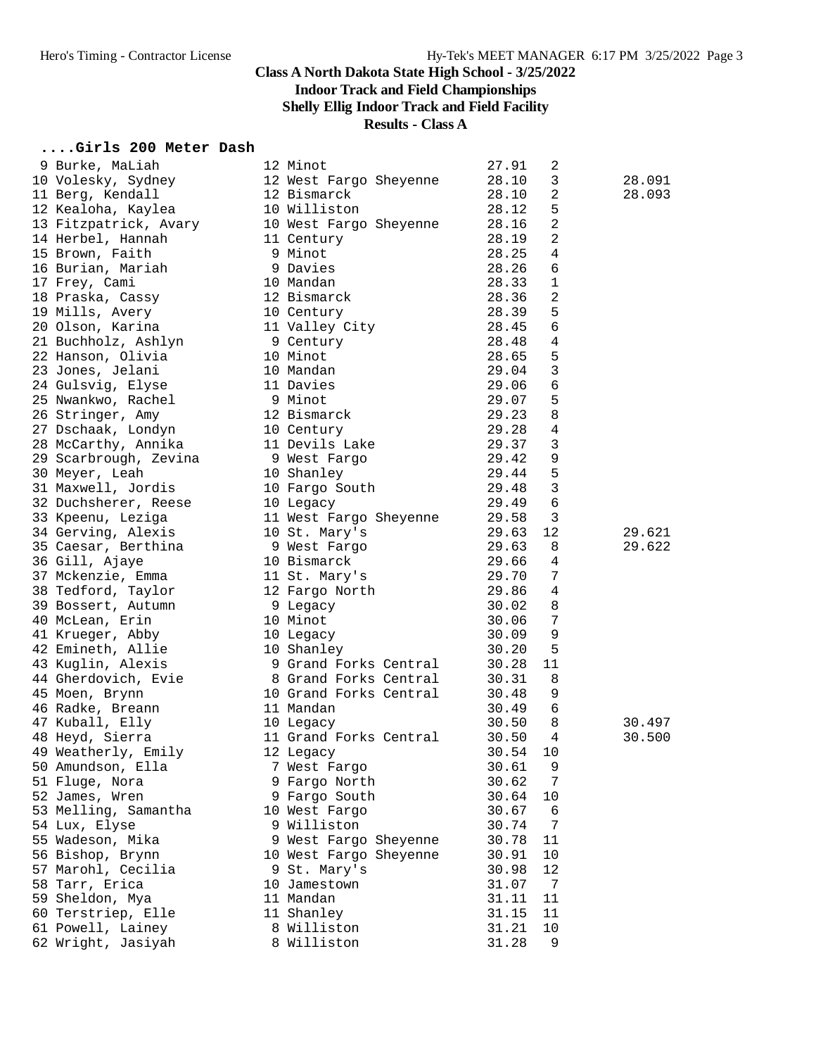# Class A North Dakota State High School - 3/25/2022

## Indoor Track and Field Championships

## Shelly Ellig Indoor Track and Field Facility

## Results - Class A

### ....Girls 200 Meter Dash

| Place | Name | Year | School | Time | Heat | Tiebreak |
|---|---|---|---|---|---|---|
| 9 | Burke, MaLiah | 12 | Minot | 27.91 | 2 | |
| 10 | Volesky, Sydney | 12 | West Fargo Sheyenne | 28.10 | 3 | 28.091 |
| 11 | Berg, Kendall | 12 | Bismarck | 28.10 | 2 | 28.093 |
| 12 | Kealoha, Kaylea | 10 | Williston | 28.12 | 5 | |
| 13 | Fitzpatrick, Avary | 10 | West Fargo Sheyenne | 28.16 | 2 | |
| 14 | Herbel, Hannah | 11 | Century | 28.19 | 2 | |
| 15 | Brown, Faith | 9 | Minot | 28.25 | 4 | |
| 16 | Burian, Mariah | 9 | Davies | 28.26 | 6 | |
| 17 | Frey, Cami | 10 | Mandan | 28.33 | 1 | |
| 18 | Praska, Cassy | 12 | Bismarck | 28.36 | 2 | |
| 19 | Mills, Avery | 10 | Century | 28.39 | 5 | |
| 20 | Olson, Karina | 11 | Valley City | 28.45 | 6 | |
| 21 | Buchholz, Ashlyn | 9 | Century | 28.48 | 4 | |
| 22 | Hanson, Olivia | 10 | Minot | 28.65 | 5 | |
| 23 | Jones, Jelani | 10 | Mandan | 29.04 | 3 | |
| 24 | Gulsvig, Elyse | 11 | Davies | 29.06 | 6 | |
| 25 | Nwankwo, Rachel | 9 | Minot | 29.07 | 5 | |
| 26 | Stringer, Amy | 12 | Bismarck | 29.23 | 8 | |
| 27 | Dschaak, Londyn | 10 | Century | 29.28 | 4 | |
| 28 | McCarthy, Annika | 11 | Devils Lake | 29.37 | 3 | |
| 29 | Scarbrough, Zevina | 9 | West Fargo | 29.42 | 9 | |
| 30 | Meyer, Leah | 10 | Shanley | 29.44 | 5 | |
| 31 | Maxwell, Jordis | 10 | Fargo South | 29.48 | 3 | |
| 32 | Duchsherer, Reese | 10 | Legacy | 29.49 | 6 | |
| 33 | Kpeenu, Leziga | 11 | West Fargo Sheyenne | 29.58 | 3 | |
| 34 | Gerving, Alexis | 10 | St. Mary's | 29.63 | 12 | 29.621 |
| 35 | Caesar, Berthina | 9 | West Fargo | 29.63 | 8 | 29.622 |
| 36 | Gill, Ajaye | 10 | Bismarck | 29.66 | 4 | |
| 37 | Mckenzie, Emma | 11 | St. Mary's | 29.70 | 7 | |
| 38 | Tedford, Taylor | 12 | Fargo North | 29.86 | 4 | |
| 39 | Bossert, Autumn | 9 | Legacy | 30.02 | 8 | |
| 40 | McLean, Erin | 10 | Minot | 30.06 | 7 | |
| 41 | Krueger, Abby | 10 | Legacy | 30.09 | 9 | |
| 42 | Emineth, Allie | 10 | Shanley | 30.20 | 5 | |
| 43 | Kuglin, Alexis | 9 | Grand Forks Central | 30.28 | 11 | |
| 44 | Gherdovich, Evie | 8 | Grand Forks Central | 30.31 | 8 | |
| 45 | Moen, Brynn | 10 | Grand Forks Central | 30.48 | 9 | |
| 46 | Radke, Breann | 11 | Mandan | 30.49 | 6 | |
| 47 | Kuball, Elly | 10 | Legacy | 30.50 | 8 | 30.497 |
| 48 | Heyd, Sierra | 11 | Grand Forks Central | 30.50 | 4 | 30.500 |
| 49 | Weatherly, Emily | 12 | Legacy | 30.54 | 10 | |
| 50 | Amundson, Ella | 7 | West Fargo | 30.61 | 9 | |
| 51 | Fluge, Nora | 9 | Fargo North | 30.62 | 7 | |
| 52 | James, Wren | 9 | Fargo South | 30.64 | 10 | |
| 53 | Melling, Samantha | 10 | West Fargo | 30.67 | 6 | |
| 54 | Lux, Elyse | 9 | Williston | 30.74 | 7 | |
| 55 | Wadeson, Mika | 9 | West Fargo Sheyenne | 30.78 | 11 | |
| 56 | Bishop, Brynn | 10 | West Fargo Sheyenne | 30.91 | 10 | |
| 57 | Marohl, Cecilia | 9 | St. Mary's | 30.98 | 12 | |
| 58 | Tarr, Erica | 10 | Jamestown | 31.07 | 7 | |
| 59 | Sheldon, Mya | 11 | Mandan | 31.11 | 11 | |
| 60 | Terstriep, Elle | 11 | Shanley | 31.15 | 11 | |
| 61 | Powell, Lainey | 8 | Williston | 31.21 | 10 | |
| 62 | Wright, Jasiyah | 8 | Williston | 31.28 | 9 | |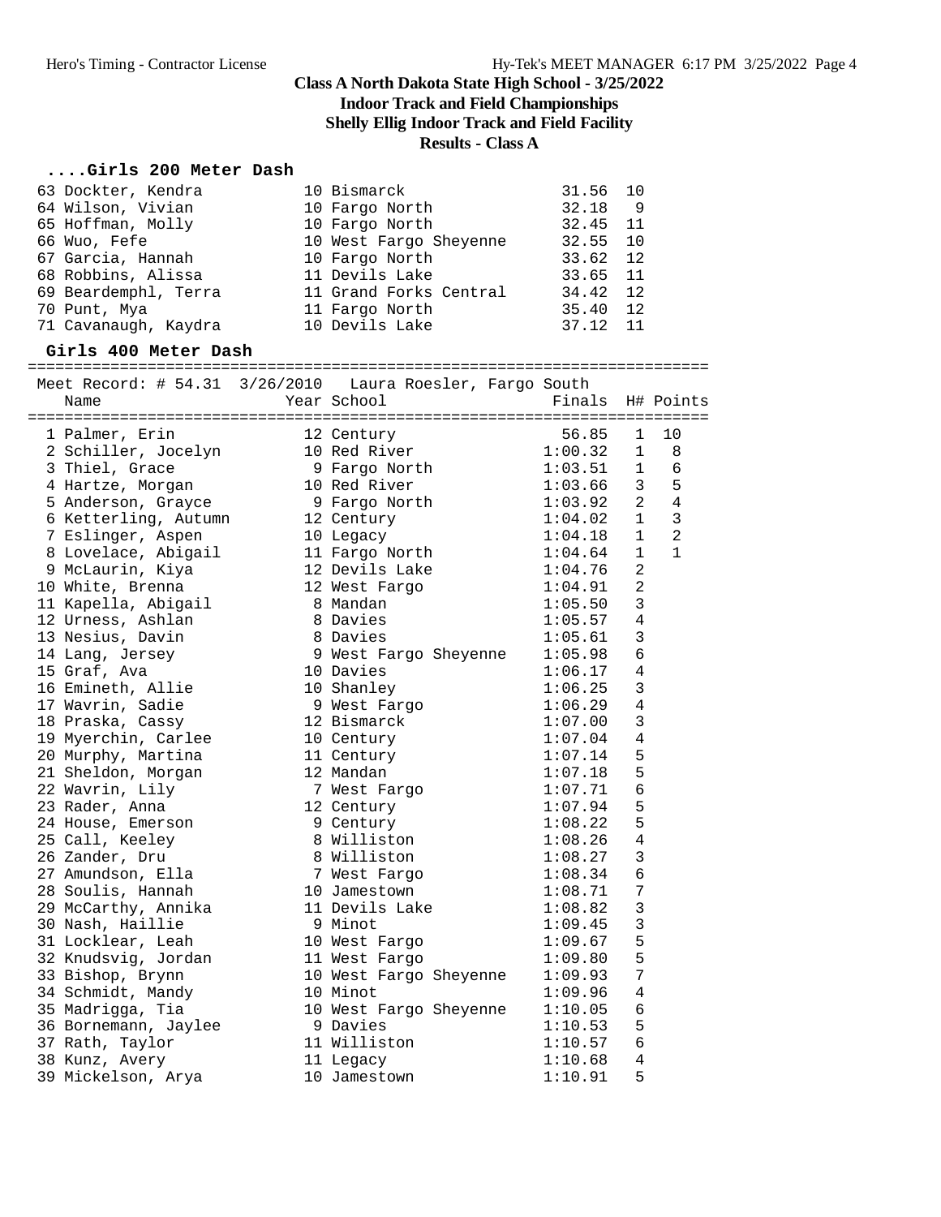# Class A North Dakota State High School - 3/25/2022

## Indoor Track and Field Championships

### Shelly Ellig Indoor Track and Field Facility

### Results - Class A

#### ....Girls 200 Meter Dash

| Place | Name | Year | School | Finals | H# |
|---|---|---|---|---|---|
| 63 | Dockter, Kendra | 10 | Bismarck | 31.56 | 10 |
| 64 | Wilson, Vivian | 10 | Fargo North | 32.18 | 9 |
| 65 | Hoffman, Molly | 10 | Fargo North | 32.45 | 11 |
| 66 | Wuo, Fefe | 10 | West Fargo Sheyenne | 32.55 | 10 |
| 67 | Garcia, Hannah | 10 | Fargo North | 33.62 | 12 |
| 68 | Robbins, Alissa | 11 | Devils Lake | 33.65 | 11 |
| 69 | Beardemphl, Terra | 11 | Grand Forks Central | 34.42 | 12 |
| 70 | Punt, Mya | 11 | Fargo North | 35.40 | 12 |
| 71 | Cavanaugh, Kaydra | 10 | Devils Lake | 37.12 | 11 |

#### Girls 400 Meter Dash

Meet Record: # 54.31 3/26/2010 Laura Roesler, Fargo South

| Place | Name | Year | School | Finals | H# | Points |
|---|---|---|---|---|---|---|
| 1 | Palmer, Erin | 12 | Century | 56.85 | 1 | 10 |
| 2 | Schiller, Jocelyn | 10 | Red River | 1:00.32 | 1 | 8 |
| 3 | Thiel, Grace | 9 | Fargo North | 1:03.51 | 1 | 6 |
| 4 | Hartze, Morgan | 10 | Red River | 1:03.66 | 3 | 5 |
| 5 | Anderson, Grayce | 9 | Fargo North | 1:03.92 | 2 | 4 |
| 6 | Ketterling, Autumn | 12 | Century | 1:04.02 | 1 | 3 |
| 7 | Eslinger, Aspen | 10 | Legacy | 1:04.18 | 1 | 2 |
| 8 | Lovelace, Abigail | 11 | Fargo North | 1:04.64 | 1 | 1 |
| 9 | McLaurin, Kiya | 12 | Devils Lake | 1:04.76 | 2 | |
| 10 | White, Brenna | 12 | West Fargo | 1:04.91 | 2 | |
| 11 | Kapella, Abigail | 8 | Mandan | 1:05.50 | 3 | |
| 12 | Urness, Ashlan | 8 | Davies | 1:05.57 | 4 | |
| 13 | Nesius, Davin | 8 | Davies | 1:05.61 | 3 | |
| 14 | Lang, Jersey | 9 | West Fargo Sheyenne | 1:05.98 | 6 | |
| 15 | Graf, Ava | 10 | Davies | 1:06.17 | 4 | |
| 16 | Emineth, Allie | 10 | Shanley | 1:06.25 | 3 | |
| 17 | Wavrin, Sadie | 9 | West Fargo | 1:06.29 | 4 | |
| 18 | Praska, Cassy | 12 | Bismarck | 1:07.00 | 3 | |
| 19 | Myerchin, Carlee | 10 | Century | 1:07.04 | 4 | |
| 20 | Murphy, Martina | 11 | Century | 1:07.14 | 5 | |
| 21 | Sheldon, Morgan | 12 | Mandan | 1:07.18 | 5 | |
| 22 | Wavrin, Lily | 7 | West Fargo | 1:07.71 | 6 | |
| 23 | Rader, Anna | 12 | Century | 1:07.94 | 5 | |
| 24 | House, Emerson | 9 | Century | 1:08.22 | 5 | |
| 25 | Call, Keeley | 8 | Williston | 1:08.26 | 4 | |
| 26 | Zander, Dru | 8 | Williston | 1:08.27 | 3 | |
| 27 | Amundson, Ella | 7 | West Fargo | 1:08.34 | 6 | |
| 28 | Soulis, Hannah | 10 | Jamestown | 1:08.71 | 7 | |
| 29 | McCarthy, Annika | 11 | Devils Lake | 1:08.82 | 3 | |
| 30 | Nash, Haillie | 9 | Minot | 1:09.45 | 3 | |
| 31 | Locklear, Leah | 10 | West Fargo | 1:09.67 | 5 | |
| 32 | Knudsvig, Jordan | 11 | West Fargo | 1:09.80 | 5 | |
| 33 | Bishop, Brynn | 10 | West Fargo Sheyenne | 1:09.93 | 7 | |
| 34 | Schmidt, Mandy | 10 | Minot | 1:09.96 | 4 | |
| 35 | Madrigga, Tia | 10 | West Fargo Sheyenne | 1:10.05 | 6 | |
| 36 | Bornemann, Jaylee | 9 | Davies | 1:10.53 | 5 | |
| 37 | Rath, Taylor | 11 | Williston | 1:10.57 | 6 | |
| 38 | Kunz, Avery | 11 | Legacy | 1:10.68 | 4 | |
| 39 | Mickelson, Arya | 10 | Jamestown | 1:10.91 | 5 | |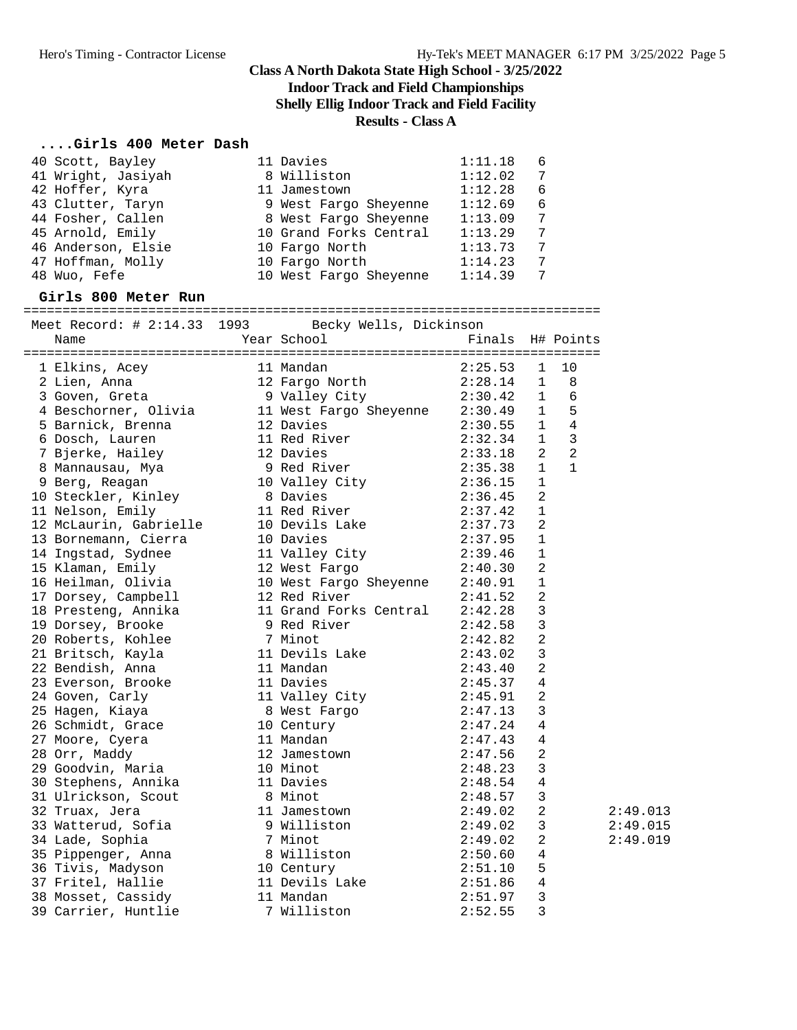# Class A North Dakota State High School - 3/25/2022

## Indoor Track and Field Championships

## Shelly Ellig Indoor Track and Field Facility

## Results - Class A

### ....Girls 400 Meter Dash

| Place | Name | Year | School | Finals | H# |
|---|---|---|---|---|---|
| 40 | Scott, Bayley | 11 | Davies | 1:11.18 | 6 |
| 41 | Wright, Jasiyah | 8 | Williston | 1:12.02 | 7 |
| 42 | Hoffer, Kyra | 11 | Jamestown | 1:12.28 | 6 |
| 43 | Clutter, Taryn | 9 | West Fargo Sheyenne | 1:12.69 | 6 |
| 44 | Fosher, Callen | 8 | West Fargo Sheyenne | 1:13.09 | 7 |
| 45 | Arnold, Emily | 10 | Grand Forks Central | 1:13.29 | 7 |
| 46 | Anderson, Elsie | 10 | Fargo North | 1:13.73 | 7 |
| 47 | Hoffman, Molly | 10 | Fargo North | 1:14.23 | 7 |
| 48 | Wuo, Fefe | 10 | West Fargo Sheyenne | 1:14.39 | 7 |

### Girls 800 Meter Run

Meet Record: # 2:14.33 1993 Becky Wells, Dickinson

| Place | Name | Year | School | Finals | H# | Points | |
|---|---|---|---|---|---|---|---|
| 1 | Elkins, Acey | 11 | Mandan | 2:25.53 | 1 | 10 | |
| 2 | Lien, Anna | 12 | Fargo North | 2:28.14 | 1 | 8 | |
| 3 | Goven, Greta | 9 | Valley City | 2:30.42 | 1 | 6 | |
| 4 | Beschorner, Olivia | 11 | West Fargo Sheyenne | 2:30.49 | 1 | 5 | |
| 5 | Barnick, Brenna | 12 | Davies | 2:30.55 | 1 | 4 | |
| 6 | Dosch, Lauren | 11 | Red River | 2:32.34 | 1 | 3 | |
| 7 | Bjerke, Hailey | 12 | Davies | 2:33.18 | 2 | 2 | |
| 8 | Mannausau, Mya | 9 | Red River | 2:35.38 | 1 | 1 | |
| 9 | Berg, Reagan | 10 | Valley City | 2:36.15 | 1 | | |
| 10 | Steckler, Kinley | 8 | Davies | 2:36.45 | 2 | | |
| 11 | Nelson, Emily | 11 | Red River | 2:37.42 | 1 | | |
| 12 | McLaurin, Gabrielle | 10 | Devils Lake | 2:37.73 | 2 | | |
| 13 | Bornemann, Cierra | 10 | Davies | 2:37.95 | 1 | | |
| 14 | Ingstad, Sydnee | 11 | Valley City | 2:39.46 | 1 | | |
| 15 | Klaman, Emily | 12 | West Fargo | 2:40.30 | 2 | | |
| 16 | Heilman, Olivia | 10 | West Fargo Sheyenne | 2:40.91 | 1 | | |
| 17 | Dorsey, Campbell | 12 | Red River | 2:41.52 | 2 | | |
| 18 | Presteng, Annika | 11 | Grand Forks Central | 2:42.28 | 3 | | |
| 19 | Dorsey, Brooke | 9 | Red River | 2:42.58 | 3 | | |
| 20 | Roberts, Kohlee | 7 | Minot | 2:42.82 | 2 | | |
| 21 | Britsch, Kayla | 11 | Devils Lake | 2:43.02 | 3 | | |
| 22 | Bendish, Anna | 11 | Mandan | 2:43.40 | 2 | | |
| 23 | Everson, Brooke | 11 | Davies | 2:45.37 | 4 | | |
| 24 | Goven, Carly | 11 | Valley City | 2:45.91 | 2 | | |
| 25 | Hagen, Kiaya | 8 | West Fargo | 2:47.13 | 3 | | |
| 26 | Schmidt, Grace | 10 | Century | 2:47.24 | 4 | | |
| 27 | Moore, Cyera | 11 | Mandan | 2:47.43 | 4 | | |
| 28 | Orr, Maddy | 12 | Jamestown | 2:47.56 | 2 | | |
| 29 | Goodvin, Maria | 10 | Minot | 2:48.23 | 3 | | |
| 30 | Stephens, Annika | 11 | Davies | 2:48.54 | 4 | | |
| 31 | Ulrickson, Scout | 8 | Minot | 2:48.57 | 3 | | |
| 32 | Truax, Jera | 11 | Jamestown | 2:49.02 | 2 | | 2:49.013 |
| 33 | Watterud, Sofia | 9 | Williston | 2:49.02 | 3 | | 2:49.015 |
| 34 | Lade, Sophia | 7 | Minot | 2:49.02 | 2 | | 2:49.019 |
| 35 | Pippenger, Anna | 8 | Williston | 2:50.60 | 4 | | |
| 36 | Tivis, Madyson | 10 | Century | 2:51.10 | 5 | | |
| 37 | Fritel, Hallie | 11 | Devils Lake | 2:51.86 | 4 | | |
| 38 | Mosset, Cassidy | 11 | Mandan | 2:51.97 | 3 | | |
| 39 | Carrier, Huntlie | 7 | Williston | 2:52.55 | 3 | | |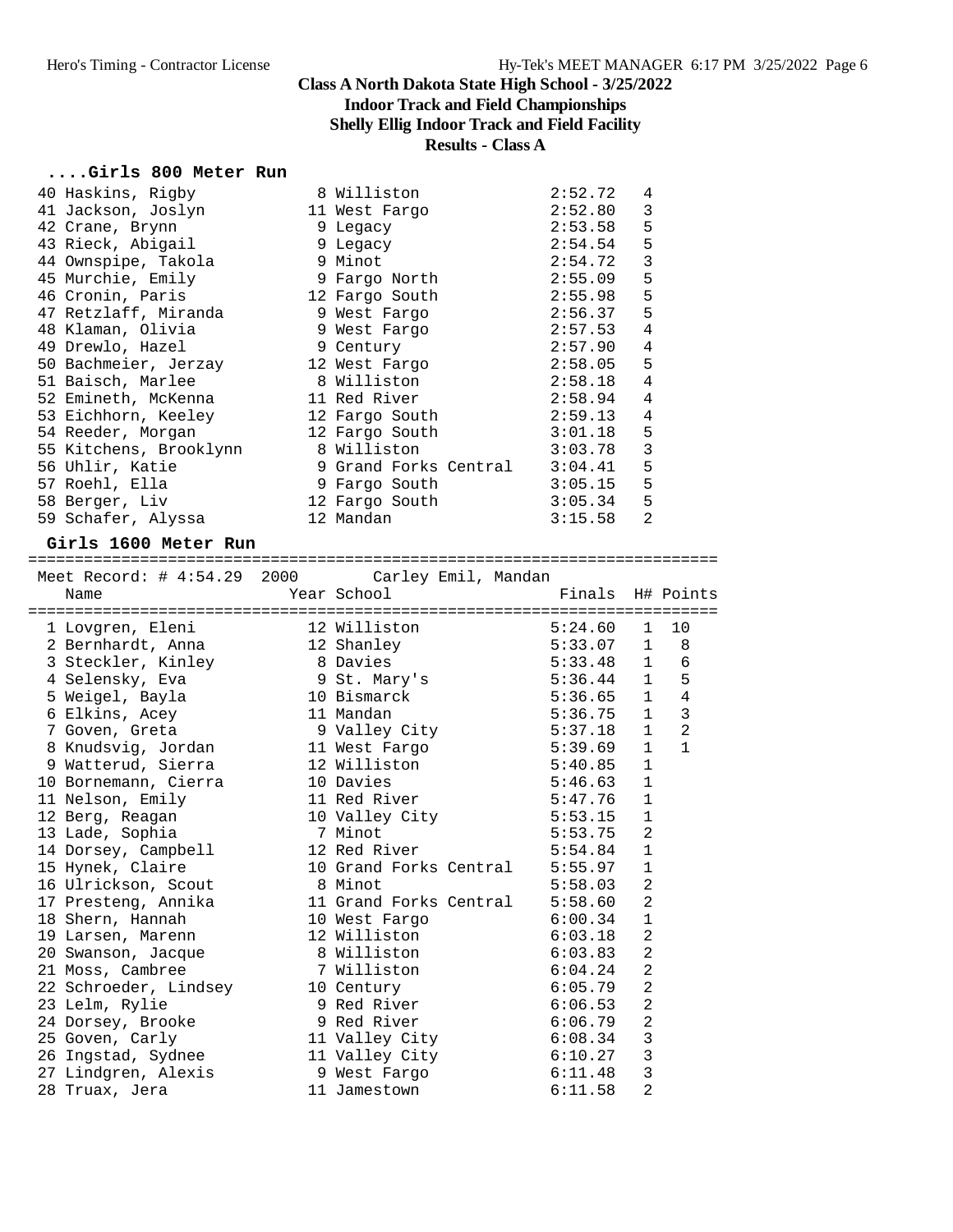# Class A North Dakota State High School - 3/25/2022

## Indoor Track and Field Championships

## Shelly Ellig Indoor Track and Field Facility

## Results - Class A

### ....Girls 800 Meter Run

| Place | Name | Year | School | Finals | H# | Points |
|---|---|---|---|---|---|---|
| 40 | Haskins, Rigby | 8 | Williston | 2:52.72 | 4 | |
| 41 | Jackson, Joslyn | 11 | West Fargo | 2:52.80 | 3 | |
| 42 | Crane, Brynn | 9 | Legacy | 2:53.58 | 5 | |
| 43 | Rieck, Abigail | 9 | Legacy | 2:54.54 | 5 | |
| 44 | Ownspipe, Takola | 9 | Minot | 2:54.72 | 3 | |
| 45 | Murchie, Emily | 9 | Fargo North | 2:55.09 | 5 | |
| 46 | Cronin, Paris | 12 | Fargo South | 2:55.98 | 5 | |
| 47 | Retzlaff, Miranda | 9 | West Fargo | 2:56.37 | 5 | |
| 48 | Klaman, Olivia | 9 | West Fargo | 2:57.53 | 4 | |
| 49 | Drewlo, Hazel | 9 | Century | 2:57.90 | 4 | |
| 50 | Bachmeier, Jerzay | 12 | West Fargo | 2:58.05 | 5 | |
| 51 | Baisch, Marlee | 8 | Williston | 2:58.18 | 4 | |
| 52 | Emineth, McKenna | 11 | Red River | 2:58.94 | 4 | |
| 53 | Eichhorn, Keeley | 12 | Fargo South | 2:59.13 | 4 | |
| 54 | Reeder, Morgan | 12 | Fargo South | 3:01.18 | 5 | |
| 55 | Kitchens, Brooklynn | 8 | Williston | 3:03.78 | 3 | |
| 56 | Uhlir, Katie | 9 | Grand Forks Central | 3:04.41 | 5 | |
| 57 | Roehl, Ella | 9 | Fargo South | 3:05.15 | 5 | |
| 58 | Berger, Liv | 12 | Fargo South | 3:05.34 | 5 | |
| 59 | Schafer, Alyssa | 12 | Mandan | 3:15.58 | 2 | |

### Girls 1600 Meter Run

Meet Record: # 4:54.29 2000 Carley Emil, Mandan

| Place | Name | Year | School | Finals | H# | Points |
|---|---|---|---|---|---|---|
| 1 | Lovgren, Eleni | 12 | Williston | 5:24.60 | 1 | 10 |
| 2 | Bernhardt, Anna | 12 | Shanley | 5:33.07 | 1 | 8 |
| 3 | Steckler, Kinley | 8 | Davies | 5:33.48 | 1 | 6 |
| 4 | Selensky, Eva | 9 | St. Mary's | 5:36.44 | 1 | 5 |
| 5 | Weigel, Bayla | 10 | Bismarck | 5:36.65 | 1 | 4 |
| 6 | Elkins, Acey | 11 | Mandan | 5:36.75 | 1 | 3 |
| 7 | Goven, Greta | 9 | Valley City | 5:37.18 | 1 | 2 |
| 8 | Knudsvig, Jordan | 11 | West Fargo | 5:39.69 | 1 | 1 |
| 9 | Watterud, Sierra | 12 | Williston | 5:40.85 | 1 | |
| 10 | Bornemann, Cierra | 10 | Davies | 5:46.63 | 1 | |
| 11 | Nelson, Emily | 11 | Red River | 5:47.76 | 1 | |
| 12 | Berg, Reagan | 10 | Valley City | 5:53.15 | 1 | |
| 13 | Lade, Sophia | 7 | Minot | 5:53.75 | 2 | |
| 14 | Dorsey, Campbell | 12 | Red River | 5:54.84 | 1 | |
| 15 | Hynek, Claire | 10 | Grand Forks Central | 5:55.97 | 1 | |
| 16 | Ulrickson, Scout | 8 | Minot | 5:58.03 | 2 | |
| 17 | Presteng, Annika | 11 | Grand Forks Central | 5:58.60 | 2 | |
| 18 | Shern, Hannah | 10 | West Fargo | 6:00.34 | 1 | |
| 19 | Larsen, Marenn | 12 | Williston | 6:03.18 | 2 | |
| 20 | Swanson, Jacque | 8 | Williston | 6:03.83 | 2 | |
| 21 | Moss, Cambree | 7 | Williston | 6:04.24 | 2 | |
| 22 | Schroeder, Lindsey | 10 | Century | 6:05.79 | 2 | |
| 23 | Lelm, Rylie | 9 | Red River | 6:06.53 | 2 | |
| 24 | Dorsey, Brooke | 9 | Red River | 6:06.79 | 2 | |
| 25 | Goven, Carly | 11 | Valley City | 6:08.34 | 3 | |
| 26 | Ingstad, Sydnee | 11 | Valley City | 6:10.27 | 3 | |
| 27 | Lindgren, Alexis | 9 | West Fargo | 6:11.48 | 3 | |
| 28 | Truax, Jera | 11 | Jamestown | 6:11.58 | 2 | |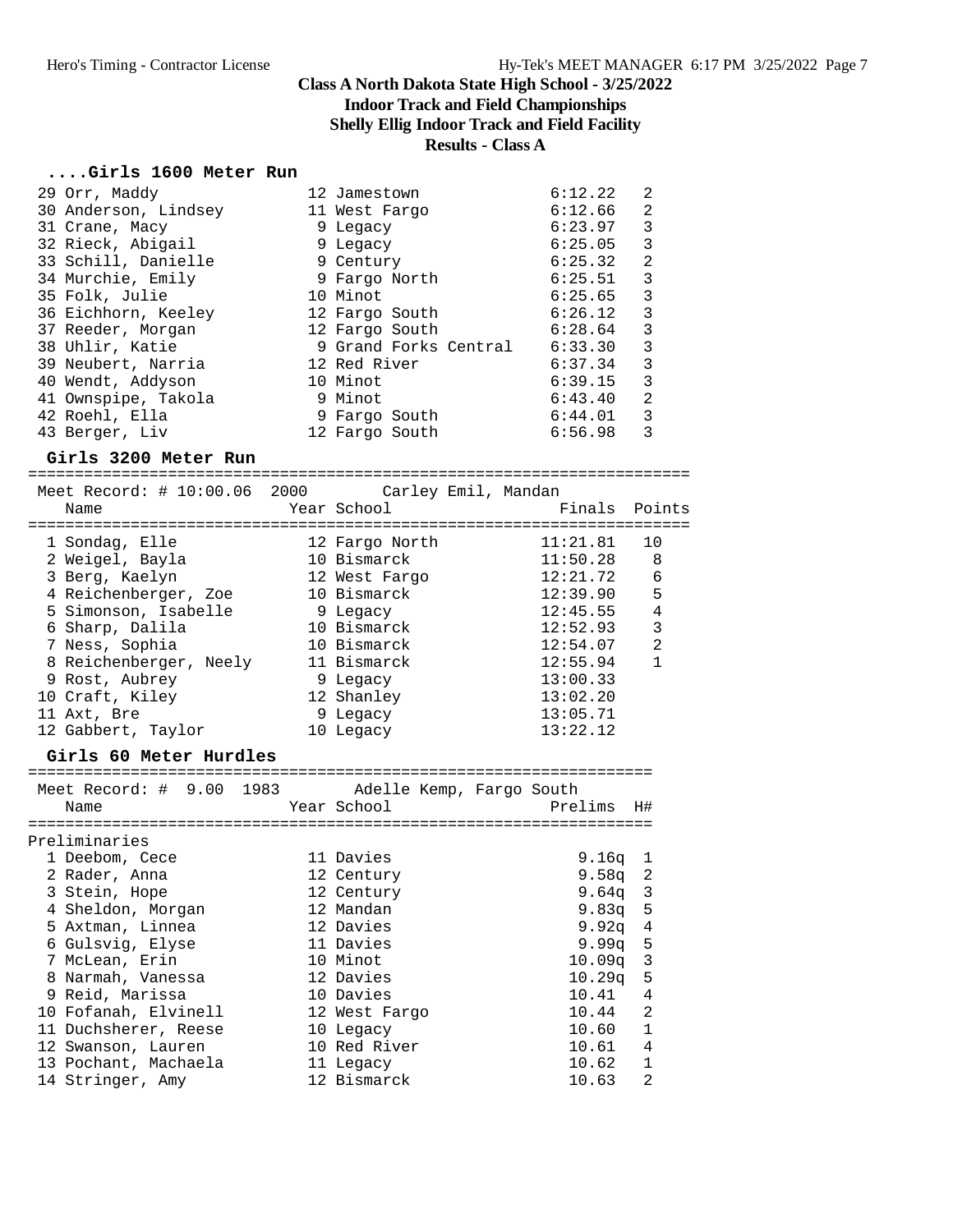# Class A North Dakota State High School - 3/25/2022
## Indoor Track and Field Championships
## Shelly Ellig Indoor Track and Field Facility
## Results - Class A

### ....Girls 1600 Meter Run

| Place | Name | Year | School | Finals | H# |
|---|---|---|---|---|---|
| 29 | Orr, Maddy | 12 | Jamestown | 6:12.22 | 2 |
| 30 | Anderson, Lindsey | 11 | West Fargo | 6:12.66 | 2 |
| 31 | Crane, Macy | 9 | Legacy | 6:23.97 | 3 |
| 32 | Rieck, Abigail | 9 | Legacy | 6:25.05 | 3 |
| 33 | Schill, Danielle | 9 | Century | 6:25.32 | 2 |
| 34 | Murchie, Emily | 9 | Fargo North | 6:25.51 | 3 |
| 35 | Folk, Julie | 10 | Minot | 6:25.65 | 3 |
| 36 | Eichhorn, Keeley | 12 | Fargo South | 6:26.12 | 3 |
| 37 | Reeder, Morgan | 12 | Fargo South | 6:28.64 | 3 |
| 38 | Uhlir, Katie | 9 | Grand Forks Central | 6:33.30 | 3 |
| 39 | Neubert, Narria | 12 | Red River | 6:37.34 | 3 |
| 40 | Wendt, Addyson | 10 | Minot | 6:39.15 | 3 |
| 41 | Ownspipe, Takola | 9 | Minot | 6:43.40 | 2 |
| 42 | Roehl, Ella | 9 | Fargo South | 6:44.01 | 3 |
| 43 | Berger, Liv | 12 | Fargo South | 6:56.98 | 3 |

### Girls 3200 Meter Run

Meet Record: # 10:00.06 2000 Carley Emil, Mandan

| Place | Name | Year | School | Finals | Points |
|---|---|---|---|---|---|
| 1 | Sondag, Elle | 12 | Fargo North | 11:21.81 | 10 |
| 2 | Weigel, Bayla | 10 | Bismarck | 11:50.28 | 8 |
| 3 | Berg, Kaelyn | 12 | West Fargo | 12:21.72 | 6 |
| 4 | Reichenberger, Zoe | 10 | Bismarck | 12:39.90 | 5 |
| 5 | Simonson, Isabelle | 9 | Legacy | 12:45.55 | 4 |
| 6 | Sharp, Dalila | 10 | Bismarck | 12:52.93 | 3 |
| 7 | Ness, Sophia | 10 | Bismarck | 12:54.07 | 2 |
| 8 | Reichenberger, Neely | 11 | Bismarck | 12:55.94 | 1 |
| 9 | Rost, Aubrey | 9 | Legacy | 13:00.33 | |
| 10 | Craft, Kiley | 12 | Shanley | 13:02.20 | |
| 11 | Axt, Bre | 9 | Legacy | 13:05.71 | |
| 12 | Gabbert, Taylor | 10 | Legacy | 13:22.12 | |

### Girls 60 Meter Hurdles

Meet Record: # 9.00 1983 Adelle Kemp, Fargo South

Preliminaries

| Place | Name | Year | School | Prelims | H# |
|---|---|---|---|---|---|
| 1 | Deebom, Cece | 11 | Davies | 9.16q | 1 |
| 2 | Rader, Anna | 12 | Century | 9.58q | 2 |
| 3 | Stein, Hope | 12 | Century | 9.64q | 3 |
| 4 | Sheldon, Morgan | 12 | Mandan | 9.83q | 5 |
| 5 | Axtman, Linnea | 12 | Davies | 9.92q | 4 |
| 6 | Gulsvig, Elyse | 11 | Davies | 9.99q | 5 |
| 7 | McLean, Erin | 10 | Minot | 10.09q | 3 |
| 8 | Narmah, Vanessa | 12 | Davies | 10.29q | 5 |
| 9 | Reid, Marissa | 10 | Davies | 10.41 | 4 |
| 10 | Fofanah, Elvinell | 12 | West Fargo | 10.44 | 2 |
| 11 | Duchsherer, Reese | 10 | Legacy | 10.60 | 1 |
| 12 | Swanson, Lauren | 10 | Red River | 10.61 | 4 |
| 13 | Pochant, Machaela | 11 | Legacy | 10.62 | 1 |
| 14 | Stringer, Amy | 12 | Bismarck | 10.63 | 2 |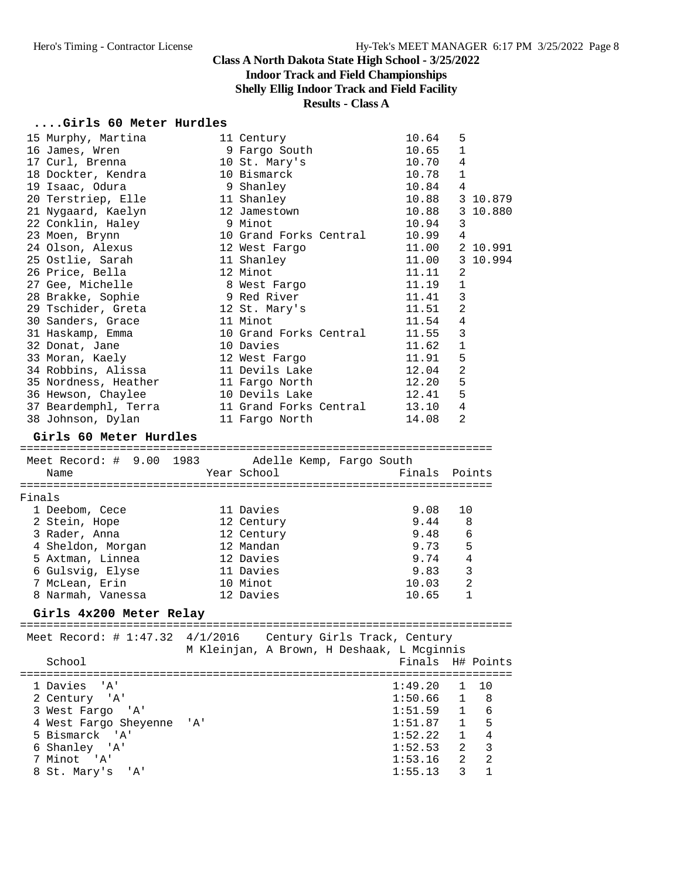Class A North Dakota State High School - 3/25/2022

Indoor Track and Field Championships

Shelly Ellig Indoor Track and Field Facility

Results - Class A

## ....Girls 60 Meter Hurdles

| Place | Name | Year | School | Finals | H# | |
|---|---|---|---|---|---|---|
| 15 | Murphy, Martina | 11 | Century | 10.64 | 5 | |
| 16 | James, Wren | 9 | Fargo South | 10.65 | 1 | |
| 17 | Curl, Brenna | 10 | St. Mary's | 10.70 | 4 | |
| 18 | Dockter, Kendra | 10 | Bismarck | 10.78 | 1 | |
| 19 | Isaac, Odura | 9 | Shanley | 10.84 | 4 | |
| 20 | Terstriep, Elle | 11 | Shanley | 10.88 | 3 | 10.879 |
| 21 | Nygaard, Kaelyn | 12 | Jamestown | 10.88 | 3 | 10.880 |
| 22 | Conklin, Haley | 9 | Minot | 10.94 | 3 | |
| 23 | Moen, Brynn | 10 | Grand Forks Central | 10.99 | 4 | |
| 24 | Olson, Alexus | 12 | West Fargo | 11.00 | 2 | 10.991 |
| 25 | Ostlie, Sarah | 11 | Shanley | 11.00 | 3 | 10.994 |
| 26 | Price, Bella | 12 | Minot | 11.11 | 2 | |
| 27 | Gee, Michelle | 8 | West Fargo | 11.19 | 1 | |
| 28 | Brakke, Sophie | 9 | Red River | 11.41 | 3 | |
| 29 | Tschider, Greta | 12 | St. Mary's | 11.51 | 2 | |
| 30 | Sanders, Grace | 11 | Minot | 11.54 | 4 | |
| 31 | Haskamp, Emma | 10 | Grand Forks Central | 11.55 | 3 | |
| 32 | Donat, Jane | 10 | Davies | 11.62 | 1 | |
| 33 | Moran, Kaely | 12 | West Fargo | 11.91 | 5 | |
| 34 | Robbins, Alissa | 11 | Devils Lake | 12.04 | 2 | |
| 35 | Nordness, Heather | 11 | Fargo North | 12.20 | 5 | |
| 36 | Hewson, Chaylee | 10 | Devils Lake | 12.41 | 5 | |
| 37 | Beardemphl, Terra | 11 | Grand Forks Central | 13.10 | 4 | |
| 38 | Johnson, Dylan | 11 | Fargo North | 14.08 | 2 | |

## Girls 60 Meter Hurdles

Meet Record: # 9.00 1983 Adelle Kemp, Fargo South

Finals

| Place | Name | Year | School | Finals | Points |
|---|---|---|---|---|---|
| 1 | Deebom, Cece | 11 | Davies | 9.08 | 10 |
| 2 | Stein, Hope | 12 | Century | 9.44 | 8 |
| 3 | Rader, Anna | 12 | Century | 9.48 | 6 |
| 4 | Sheldon, Morgan | 12 | Mandan | 9.73 | 5 |
| 5 | Axtman, Linnea | 12 | Davies | 9.74 | 4 |
| 6 | Gulsvig, Elyse | 11 | Davies | 9.83 | 3 |
| 7 | McLean, Erin | 10 | Minot | 10.03 | 2 |
| 8 | Narmah, Vanessa | 12 | Davies | 10.65 | 1 |

## Girls 4x200 Meter Relay

Meet Record: # 1:47.32 4/1/2016 Century Girls Track, Century
M Kleinjan, A Brown, H Deshaak, L Mcginnis

| Place | School | Finals | H# | Points |
|---|---|---|---|---|
| 1 | Davies 'A' | 1:49.20 | 1 | 10 |
| 2 | Century 'A' | 1:50.66 | 1 | 8 |
| 3 | West Fargo 'A' | 1:51.59 | 1 | 6 |
| 4 | West Fargo Sheyenne 'A' | 1:51.87 | 1 | 5 |
| 5 | Bismarck 'A' | 1:52.22 | 1 | 4 |
| 6 | Shanley 'A' | 1:52.53 | 2 | 3 |
| 7 | Minot 'A' | 1:53.16 | 2 | 2 |
| 8 | St. Mary's 'A' | 1:55.13 | 3 | 1 |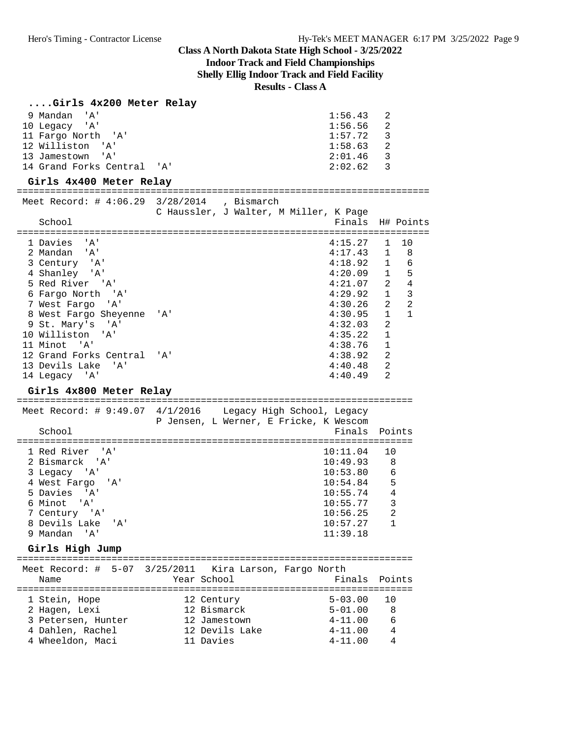# Class A North Dakota State High School - 3/25/2022

## Indoor Track and Field Championships

## Shelly Ellig Indoor Track and Field Facility

## Results - Class A

### ....Girls 4x200 Meter Relay

| Place | School | Finals | H# |
|---|---|---|---|
| 9 | Mandan 'A' | 1:56.43 | 2 |
| 10 | Legacy 'A' | 1:56.56 | 2 |
| 11 | Fargo North 'A' | 1:57.72 | 3 |
| 12 | Williston 'A' | 1:58.63 | 2 |
| 13 | Jamestown 'A' | 2:01.46 | 3 |
| 14 | Grand Forks Central 'A' | 2:02.62 | 3 |

### Girls 4x400 Meter Relay

Meet Record: # 4:06.29 3/28/2014 , Bismarch
C Haussler, J Walter, M Miller, K Page

| Place | School | Finals | H# | Points |
|---|---|---|---|---|
| 1 | Davies 'A' | 4:15.27 | 1 | 10 |
| 2 | Mandan 'A' | 4:17.43 | 1 | 8 |
| 3 | Century 'A' | 4:18.92 | 1 | 6 |
| 4 | Shanley 'A' | 4:20.09 | 1 | 5 |
| 5 | Red River 'A' | 4:21.07 | 2 | 4 |
| 6 | Fargo North 'A' | 4:29.92 | 1 | 3 |
| 7 | West Fargo 'A' | 4:30.26 | 2 | 2 |
| 8 | West Fargo Sheyenne 'A' | 4:30.95 | 1 | 1 |
| 9 | St. Mary's 'A' | 4:32.03 | 2 | |
| 10 | Williston 'A' | 4:35.22 | 1 | |
| 11 | Minot 'A' | 4:38.76 | 1 | |
| 12 | Grand Forks Central 'A' | 4:38.92 | 2 | |
| 13 | Devils Lake 'A' | 4:40.48 | 2 | |
| 14 | Legacy 'A' | 4:40.49 | 2 | |

### Girls 4x800 Meter Relay

Meet Record: # 9:49.07 4/1/2016 Legacy High School, Legacy
P Jensen, L Werner, E Fricke, K Wescom

| Place | School | Finals | Points |
|---|---|---|---|
| 1 | Red River 'A' | 10:11.04 | 10 |
| 2 | Bismarck 'A' | 10:49.93 | 8 |
| 3 | Legacy 'A' | 10:53.80 | 6 |
| 4 | West Fargo 'A' | 10:54.84 | 5 |
| 5 | Davies 'A' | 10:55.74 | 4 |
| 6 | Minot 'A' | 10:55.77 | 3 |
| 7 | Century 'A' | 10:56.25 | 2 |
| 8 | Devils Lake 'A' | 10:57.27 | 1 |
| 9 | Mandan 'A' | 11:39.18 | |

### Girls High Jump

Meet Record: # 5-07 3/25/2011 Kira Larson, Fargo North

| Place | Name | Year | School | Finals | Points |
|---|---|---|---|---|---|
| 1 | Stein, Hope | 12 | Century | 5-03.00 | 10 |
| 2 | Hagen, Lexi | 12 | Bismarck | 5-01.00 | 8 |
| 3 | Petersen, Hunter | 12 | Jamestown | 4-11.00 | 6 |
| 4 | Dahlen, Rachel | 12 | Devils Lake | 4-11.00 | 4 |
| 4 | Wheeldon, Maci | 11 | Davies | 4-11.00 | 4 |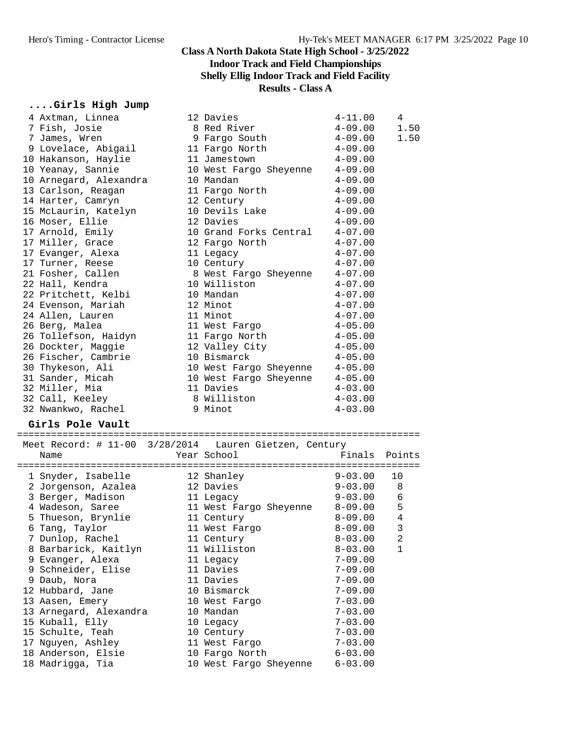# Class A North Dakota State High School - 3/25/2022

## Indoor Track and Field Championships

## Shelly Ellig Indoor Track and Field Facility

## Results - Class A

### ....Girls High Jump

| Place | Name | Year | School | Finals | Points |
|---|---|---|---|---|---|
| 4 | Axtman, Linnea | 12 | Davies | 4-11.00 | 4 |
| 7 | Fish, Josie | 8 | Red River | 4-09.00 | 1.50 |
| 7 | James, Wren | 9 | Fargo South | 4-09.00 | 1.50 |
| 9 | Lovelace, Abigail | 11 | Fargo North | 4-09.00 | |
| 10 | Hakanson, Haylie | 11 | Jamestown | 4-09.00 | |
| 10 | Yeanay, Sannie | 10 | West Fargo Sheyenne | 4-09.00 | |
| 10 | Arnegard, Alexandra | 10 | Mandan | 4-09.00 | |
| 13 | Carlson, Reagan | 11 | Fargo North | 4-09.00 | |
| 14 | Harter, Camryn | 12 | Century | 4-09.00 | |
| 15 | McLaurin, Katelyn | 10 | Devils Lake | 4-09.00 | |
| 16 | Moser, Ellie | 12 | Davies | 4-09.00 | |
| 17 | Arnold, Emily | 10 | Grand Forks Central | 4-07.00 | |
| 17 | Miller, Grace | 12 | Fargo North | 4-07.00 | |
| 17 | Evanger, Alexa | 11 | Legacy | 4-07.00 | |
| 17 | Turner, Reese | 10 | Century | 4-07.00 | |
| 21 | Fosher, Callen | 8 | West Fargo Sheyenne | 4-07.00 | |
| 22 | Hall, Kendra | 10 | Williston | 4-07.00 | |
| 22 | Pritchett, Kelbi | 10 | Mandan | 4-07.00 | |
| 24 | Evenson, Mariah | 12 | Minot | 4-07.00 | |
| 24 | Allen, Lauren | 11 | Minot | 4-07.00 | |
| 26 | Berg, Malea | 11 | West Fargo | 4-05.00 | |
| 26 | Tollefson, Haidyn | 11 | Fargo North | 4-05.00 | |
| 26 | Dockter, Maggie | 12 | Valley City | 4-05.00 | |
| 26 | Fischer, Cambrie | 10 | Bismarck | 4-05.00 | |
| 30 | Thykeson, Ali | 10 | West Fargo Sheyenne | 4-05.00 | |
| 31 | Sander, Micah | 10 | West Fargo Sheyenne | 4-05.00 | |
| 32 | Miller, Mia | 11 | Davies | 4-03.00 | |
| 32 | Call, Keeley | 8 | Williston | 4-03.00 | |
| 32 | Nwankwo, Rachel | 9 | Minot | 4-03.00 | |

### Girls Pole Vault

Meet Record: # 11-00 3/28/2014 Lauren Gietzen, Century

| Place | Name | Year | School | Finals | Points |
|---|---|---|---|---|---|
| 1 | Snyder, Isabelle | 12 | Shanley | 9-03.00 | 10 |
| 2 | Jorgenson, Azalea | 12 | Davies | 9-03.00 | 8 |
| 3 | Berger, Madison | 11 | Legacy | 9-03.00 | 6 |
| 4 | Wadeson, Saree | 11 | West Fargo Sheyenne | 8-09.00 | 5 |
| 5 | Thueson, Brynlie | 11 | Century | 8-09.00 | 4 |
| 6 | Tang, Taylor | 11 | West Fargo | 8-09.00 | 3 |
| 7 | Dunlop, Rachel | 11 | Century | 8-03.00 | 2 |
| 8 | Barbarick, Kaitlyn | 11 | Williston | 8-03.00 | 1 |
| 9 | Evanger, Alexa | 11 | Legacy | 7-09.00 | |
| 9 | Schneider, Elise | 11 | Davies | 7-09.00 | |
| 9 | Daub, Nora | 11 | Davies | 7-09.00 | |
| 12 | Hubbard, Jane | 10 | Bismarck | 7-09.00 | |
| 13 | Aasen, Emery | 10 | West Fargo | 7-03.00 | |
| 13 | Arnegard, Alexandra | 10 | Mandan | 7-03.00 | |
| 15 | Kuball, Elly | 10 | Legacy | 7-03.00 | |
| 15 | Schulte, Teah | 10 | Century | 7-03.00 | |
| 17 | Nguyen, Ashley | 11 | West Fargo | 7-03.00 | |
| 18 | Anderson, Elsie | 10 | Fargo North | 6-03.00 | |
| 18 | Madrigga, Tia | 10 | West Fargo Sheyenne | 6-03.00 | |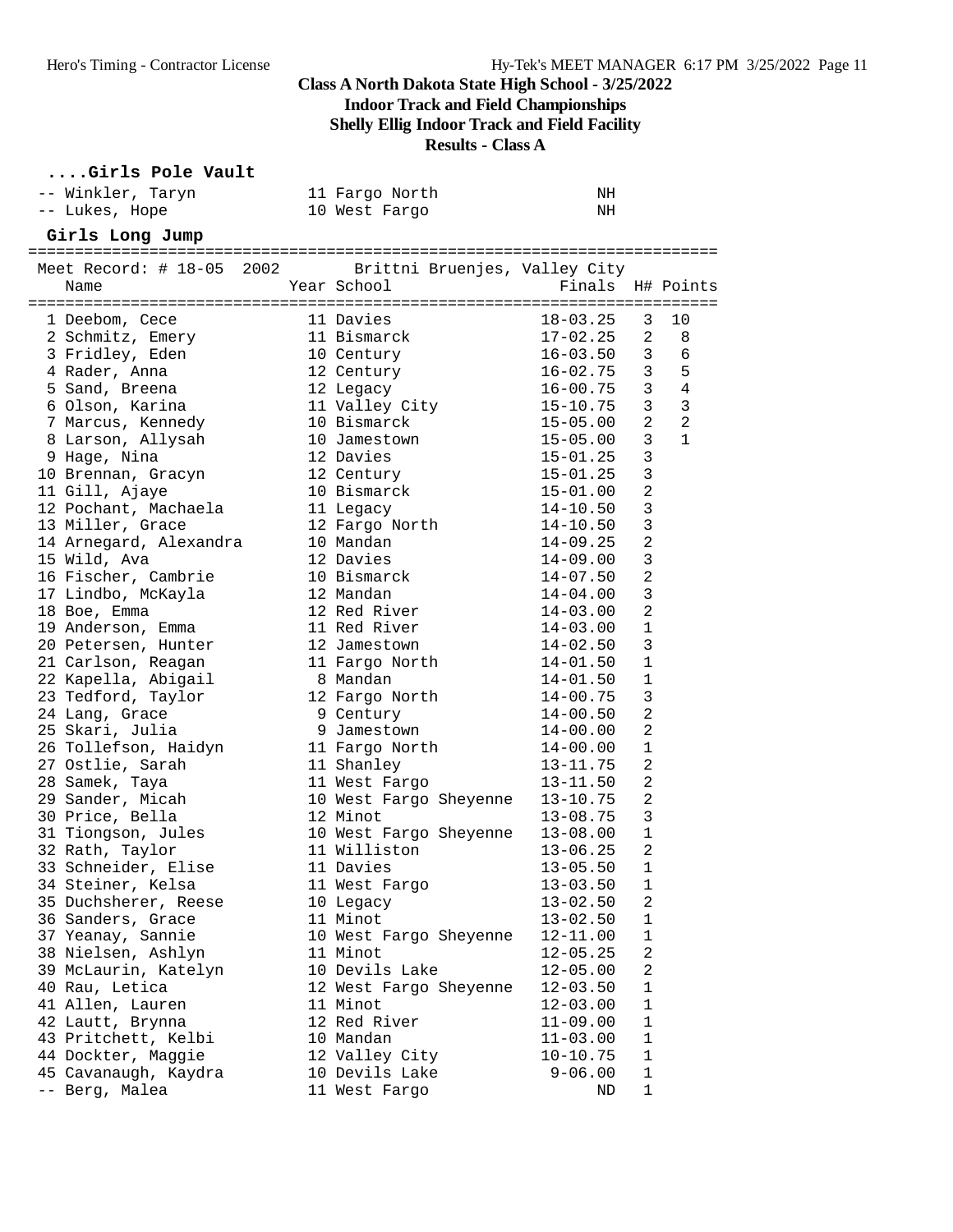# Class A North Dakota State High School - 3/25/2022
## Indoor Track and Field Championships
## Shelly Ellig Indoor Track and Field Facility
## Results - Class A

### ....Girls Pole Vault

| Name | Year | School | Finals |
|---|---|---|---|
| -- Winkler, Taryn | 11 | Fargo North | NH |
| -- Lukes, Hope | 10 | West Fargo | NH |

### Girls Long Jump

Meet Record: # 18-05 2002 Brittni Bruenjes, Valley City

| Name | Year | School | Finals | H# | Points |
|---|---|---|---|---|---|
| 1 Deebom, Cece | 11 | Davies | 18-03.25 | 3 | 10 |
| 2 Schmitz, Emery | 11 | Bismarck | 17-02.25 | 2 | 8 |
| 3 Fridley, Eden | 10 | Century | 16-03.50 | 3 | 6 |
| 4 Rader, Anna | 12 | Century | 16-02.75 | 3 | 5 |
| 5 Sand, Breena | 12 | Legacy | 16-00.75 | 3 | 4 |
| 6 Olson, Karina | 11 | Valley City | 15-10.75 | 3 | 3 |
| 7 Marcus, Kennedy | 10 | Bismarck | 15-05.00 | 2 | 2 |
| 8 Larson, Allysah | 10 | Jamestown | 15-05.00 | 3 | 1 |
| 9 Hage, Nina | 12 | Davies | 15-01.25 | 3 | |
| 10 Brennan, Gracyn | 12 | Century | 15-01.25 | 3 | |
| 11 Gill, Ajaye | 10 | Bismarck | 15-01.00 | 2 | |
| 12 Pochant, Machaela | 11 | Legacy | 14-10.50 | 3 | |
| 13 Miller, Grace | 12 | Fargo North | 14-10.50 | 3 | |
| 14 Arnegard, Alexandra | 10 | Mandan | 14-09.25 | 2 | |
| 15 Wild, Ava | 12 | Davies | 14-09.00 | 3 | |
| 16 Fischer, Cambrie | 10 | Bismarck | 14-07.50 | 2 | |
| 17 Lindbo, McKayla | 12 | Mandan | 14-04.00 | 3 | |
| 18 Boe, Emma | 12 | Red River | 14-03.00 | 2 | |
| 19 Anderson, Emma | 11 | Red River | 14-03.00 | 1 | |
| 20 Petersen, Hunter | 12 | Jamestown | 14-02.50 | 3 | |
| 21 Carlson, Reagan | 11 | Fargo North | 14-01.50 | 1 | |
| 22 Kapella, Abigail | 8 | Mandan | 14-01.50 | 1 | |
| 23 Tedford, Taylor | 12 | Fargo North | 14-00.75 | 3 | |
| 24 Lang, Grace | 9 | Century | 14-00.50 | 2 | |
| 25 Skari, Julia | 9 | Jamestown | 14-00.00 | 2 | |
| 26 Tollefson, Haidyn | 11 | Fargo North | 14-00.00 | 1 | |
| 27 Ostlie, Sarah | 11 | Shanley | 13-11.75 | 2 | |
| 28 Samek, Taya | 11 | West Fargo | 13-11.50 | 2 | |
| 29 Sander, Micah | 10 | West Fargo Sheyenne | 13-10.75 | 2 | |
| 30 Price, Bella | 12 | Minot | 13-08.75 | 3 | |
| 31 Tiongson, Jules | 10 | West Fargo Sheyenne | 13-08.00 | 1 | |
| 32 Rath, Taylor | 11 | Williston | 13-06.25 | 2 | |
| 33 Schneider, Elise | 11 | Davies | 13-05.50 | 1 | |
| 34 Steiner, Kelsa | 11 | West Fargo | 13-03.50 | 1 | |
| 35 Duchsherer, Reese | 10 | Legacy | 13-02.50 | 2 | |
| 36 Sanders, Grace | 11 | Minot | 13-02.50 | 1 | |
| 37 Yeanay, Sannie | 10 | West Fargo Sheyenne | 12-11.00 | 1 | |
| 38 Nielsen, Ashlyn | 11 | Minot | 12-05.25 | 2 | |
| 39 McLaurin, Katelyn | 10 | Devils Lake | 12-05.00 | 2 | |
| 40 Rau, Letica | 12 | West Fargo Sheyenne | 12-03.50 | 1 | |
| 41 Allen, Lauren | 11 | Minot | 12-03.00 | 1 | |
| 42 Lautt, Brynna | 12 | Red River | 11-09.00 | 1 | |
| 43 Pritchett, Kelbi | 10 | Mandan | 11-03.00 | 1 | |
| 44 Dockter, Maggie | 12 | Valley City | 10-10.75 | 1 | |
| 45 Cavanaugh, Kaydra | 10 | Devils Lake | 9-06.00 | 1 | |
| -- Berg, Malea | 11 | West Fargo | ND | 1 | |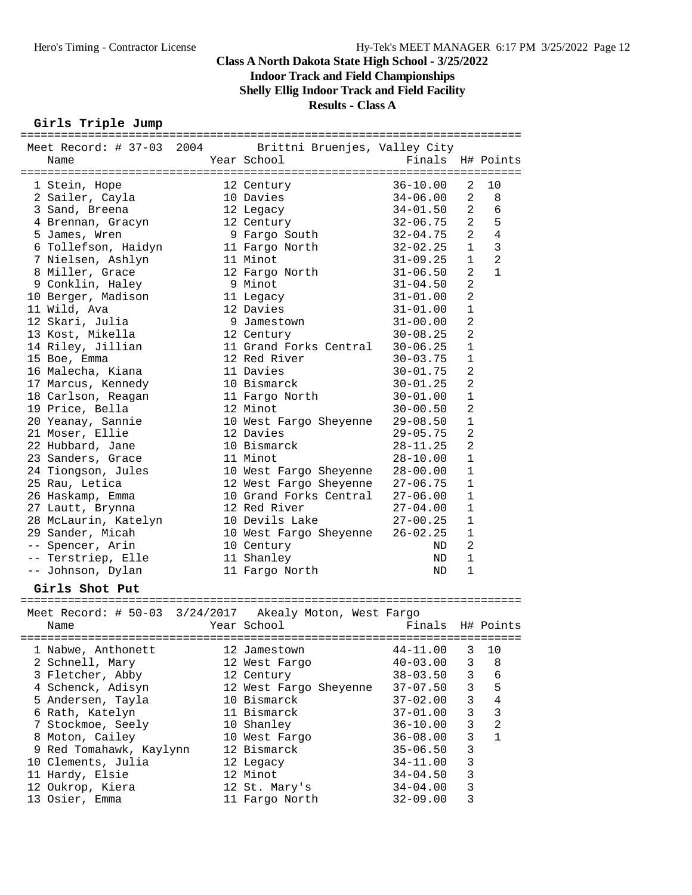# Class A North Dakota State High School - 3/25/2022

## Indoor Track and Field Championships

## Shelly Ellig Indoor Track and Field Facility

## Results - Class A

### Girls Triple Jump

Meet Record: # 37-03 2004 Brittni Bruenjes, Valley City

| Place | Name | Year | School | Finals | H# | Points |
|---|---|---|---|---|---|---|
| 1 | Stein, Hope | 12 | Century | 36-10.00 | 2 | 10 |
| 2 | Sailer, Cayla | 10 | Davies | 34-06.00 | 2 | 8 |
| 3 | Sand, Breena | 12 | Legacy | 34-01.50 | 2 | 6 |
| 4 | Brennan, Gracyn | 12 | Century | 32-06.75 | 2 | 5 |
| 5 | James, Wren | 9 | Fargo South | 32-04.75 | 2 | 4 |
| 6 | Tollefson, Haidyn | 11 | Fargo North | 32-02.25 | 1 | 3 |
| 7 | Nielsen, Ashlyn | 11 | Minot | 31-09.25 | 1 | 2 |
| 8 | Miller, Grace | 12 | Fargo North | 31-06.50 | 2 | 1 |
| 9 | Conklin, Haley | 9 | Minot | 31-04.50 | 2 | |
| 10 | Berger, Madison | 11 | Legacy | 31-01.00 | 2 | |
| 11 | Wild, Ava | 12 | Davies | 31-01.00 | 1 | |
| 12 | Skari, Julia | 9 | Jamestown | 31-00.00 | 2 | |
| 13 | Kost, Mikella | 12 | Century | 30-08.25 | 2 | |
| 14 | Riley, Jillian | 11 | Grand Forks Central | 30-06.25 | 1 | |
| 15 | Boe, Emma | 12 | Red River | 30-03.75 | 1 | |
| 16 | Malecha, Kiana | 11 | Davies | 30-01.75 | 2 | |
| 17 | Marcus, Kennedy | 10 | Bismarck | 30-01.25 | 2 | |
| 18 | Carlson, Reagan | 11 | Fargo North | 30-01.00 | 1 | |
| 19 | Price, Bella | 12 | Minot | 30-00.50 | 2 | |
| 20 | Yeanay, Sannie | 10 | West Fargo Sheyenne | 29-08.50 | 1 | |
| 21 | Moser, Ellie | 12 | Davies | 29-05.75 | 2 | |
| 22 | Hubbard, Jane | 10 | Bismarck | 28-11.25 | 2 | |
| 23 | Sanders, Grace | 11 | Minot | 28-10.00 | 1 | |
| 24 | Tiongson, Jules | 10 | West Fargo Sheyenne | 28-00.00 | 1 | |
| 25 | Rau, Letica | 12 | West Fargo Sheyenne | 27-06.75 | 1 | |
| 26 | Haskamp, Emma | 10 | Grand Forks Central | 27-06.00 | 1 | |
| 27 | Lautt, Brynna | 12 | Red River | 27-04.00 | 1 | |
| 28 | McLaurin, Katelyn | 10 | Devils Lake | 27-00.25 | 1 | |
| 29 | Sander, Micah | 10 | West Fargo Sheyenne | 26-02.25 | 1 | |
| -- | Spencer, Arin | 10 | Century | ND | 2 | |
| -- | Terstriep, Elle | 11 | Shanley | ND | 1 | |
| -- | Johnson, Dylan | 11 | Fargo North | ND | 1 | |

### Girls Shot Put

Meet Record: # 50-03 3/24/2017 Akealy Moton, West Fargo

| Place | Name | Year | School | Finals | H# | Points |
|---|---|---|---|---|---|---|
| 1 | Nabwe, Anthonett | 12 | Jamestown | 44-11.00 | 3 | 10 |
| 2 | Schnell, Mary | 12 | West Fargo | 40-03.00 | 3 | 8 |
| 3 | Fletcher, Abby | 12 | Century | 38-03.50 | 3 | 6 |
| 4 | Schenck, Adisyn | 12 | West Fargo Sheyenne | 37-07.50 | 3 | 5 |
| 5 | Andersen, Tayla | 10 | Bismarck | 37-02.00 | 3 | 4 |
| 6 | Rath, Katelyn | 11 | Bismarck | 37-01.00 | 3 | 3 |
| 7 | Stockmoe, Seely | 10 | Shanley | 36-10.00 | 3 | 2 |
| 8 | Moton, Cailey | 10 | West Fargo | 36-08.00 | 3 | 1 |
| 9 | Red Tomahawk, Kaylynn | 12 | Bismarck | 35-06.50 | 3 | |
| 10 | Clements, Julia | 12 | Legacy | 34-11.00 | 3 | |
| 11 | Hardy, Elsie | 12 | Minot | 34-04.50 | 3 | |
| 12 | Oukrop, Kiera | 12 | St. Mary's | 34-04.00 | 3 | |
| 13 | Osier, Emma | 11 | Fargo North | 32-09.00 | 3 | |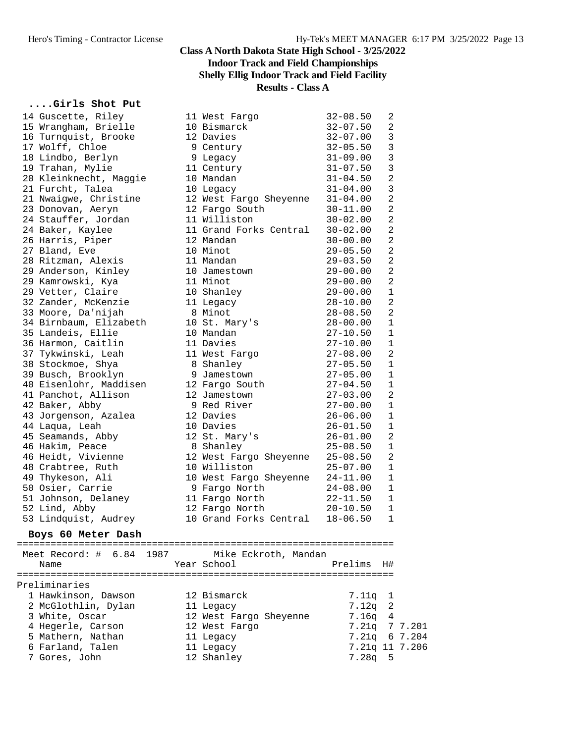# Class A North Dakota State High School - 3/25/2022

## Indoor Track and Field Championships

## Shelly Ellig Indoor Track and Field Facility

## Results - Class A

### ....Girls Shot Put

| Place | Name | Year | School | Mark | Flight |
|---|---|---|---|---|---|
| 14 | Guscette, Riley | 11 | West Fargo | 32-08.50 | 2 |
| 15 | Wrangham, Brielle | 10 | Bismarck | 32-07.50 | 2 |
| 16 | Turnquist, Brooke | 12 | Davies | 32-07.00 | 3 |
| 17 | Wolff, Chloe | 9 | Century | 32-05.50 | 3 |
| 18 | Lindbo, Berlyn | 9 | Legacy | 31-09.00 | 3 |
| 19 | Trahan, Mylie | 11 | Century | 31-07.50 | 3 |
| 20 | Kleinknecht, Maggie | 10 | Mandan | 31-04.50 | 2 |
| 21 | Furcht, Talea | 10 | Legacy | 31-04.00 | 3 |
| 21 | Nwaigwe, Christine | 12 | West Fargo Sheyenne | 31-04.00 | 2 |
| 23 | Donovan, Aeryn | 12 | Fargo South | 30-11.00 | 2 |
| 24 | Stauffer, Jordan | 11 | Williston | 30-02.00 | 2 |
| 24 | Baker, Kaylee | 11 | Grand Forks Central | 30-02.00 | 2 |
| 26 | Harris, Piper | 12 | Mandan | 30-00.00 | 2 |
| 27 | Bland, Eve | 10 | Minot | 29-05.50 | 2 |
| 28 | Ritzman, Alexis | 11 | Mandan | 29-03.50 | 2 |
| 29 | Anderson, Kinley | 10 | Jamestown | 29-00.00 | 2 |
| 29 | Kamrowski, Kya | 11 | Minot | 29-00.00 | 2 |
| 29 | Vetter, Claire | 10 | Shanley | 29-00.00 | 1 |
| 32 | Zander, McKenzie | 11 | Legacy | 28-10.00 | 2 |
| 33 | Moore, Da'nijah | 8 | Minot | 28-08.50 | 2 |
| 34 | Birnbaum, Elizabeth | 10 | St. Mary's | 28-00.00 | 1 |
| 35 | Landeis, Ellie | 10 | Mandan | 27-10.50 | 1 |
| 36 | Harmon, Caitlin | 11 | Davies | 27-10.00 | 1 |
| 37 | Tykwinski, Leah | 11 | West Fargo | 27-08.00 | 2 |
| 38 | Stockmoe, Shya | 8 | Shanley | 27-05.50 | 1 |
| 39 | Busch, Brooklyn | 9 | Jamestown | 27-05.00 | 1 |
| 40 | Eisenlohr, Maddisen | 12 | Fargo South | 27-04.50 | 1 |
| 41 | Panchot, Allison | 12 | Jamestown | 27-03.00 | 2 |
| 42 | Baker, Abby | 9 | Red River | 27-00.00 | 1 |
| 43 | Jorgenson, Azalea | 12 | Davies | 26-06.00 | 1 |
| 44 | Laqua, Leah | 10 | Davies | 26-01.50 | 1 |
| 45 | Seamands, Abby | 12 | St. Mary's | 26-01.00 | 2 |
| 46 | Hakim, Peace | 8 | Shanley | 25-08.50 | 1 |
| 46 | Heidt, Vivienne | 12 | West Fargo Sheyenne | 25-08.50 | 2 |
| 48 | Crabtree, Ruth | 10 | Williston | 25-07.00 | 1 |
| 49 | Thykeson, Ali | 10 | West Fargo Sheyenne | 24-11.00 | 1 |
| 50 | Osier, Carrie | 9 | Fargo North | 24-08.00 | 1 |
| 51 | Johnson, Delaney | 11 | Fargo North | 22-11.50 | 1 |
| 52 | Lind, Abby | 12 | Fargo North | 20-10.50 | 1 |
| 53 | Lindquist, Audrey | 10 | Grand Forks Central | 18-06.50 | 1 |

### Boys 60 Meter Dash

Meet Record: # 6.84 1987 Mike Eckroth, Mandan

Preliminaries

| Place | Name | Year | School | Prelims | H# | |
|---|---|---|---|---|---|---|
| 1 | Hawkinson, Dawson | 12 | Bismarck | 7.11q | 1 | |
| 2 | McGlothlin, Dylan | 11 | Legacy | 7.12q | 2 | |
| 3 | White, Oscar | 12 | West Fargo Sheyenne | 7.16q | 4 | |
| 4 | Hegerle, Carson | 12 | West Fargo | 7.21q | 7 | 7.201 |
| 5 | Mathern, Nathan | 11 | Legacy | 7.21q | 6 | 7.204 |
| 6 | Farland, Talen | 11 | Legacy | 7.21q | 11 | 7.206 |
| 7 | Gores, John | 12 | Shanley | 7.28q | 5 | |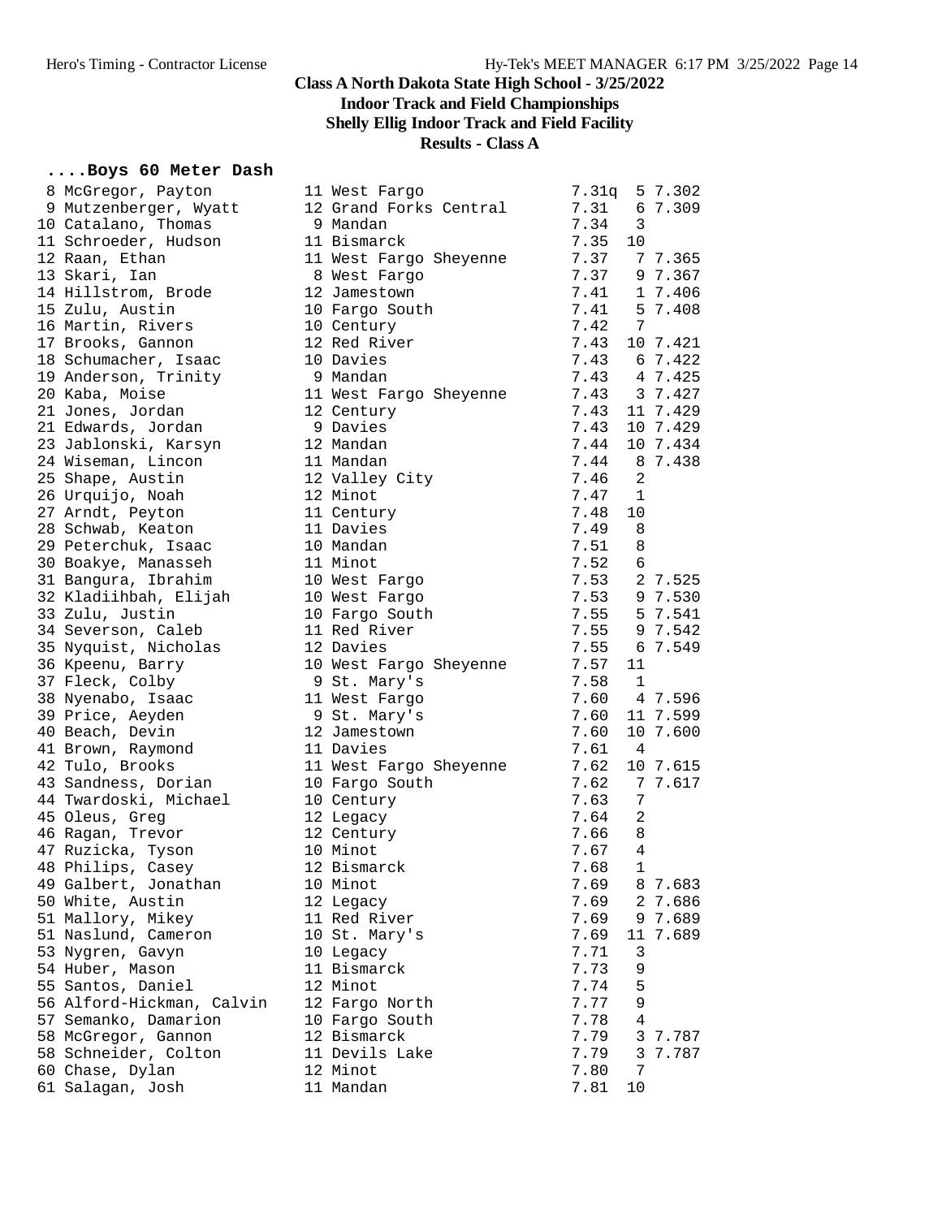# Class A North Dakota State High School - 3/25/2022

## Indoor Track and Field Championships

## Shelly Ellig Indoor Track and Field Facility

## Results - Class A

### ....Boys 60 Meter Dash

| Place | Name | Yr | School | Time | Heat | Tiebreak |
|---|---|---|---|---|---|---|
| 8 | McGregor, Payton | 11 | West Fargo | 7.31q | 5 | 7.302 |
| 9 | Mutzenberger, Wyatt | 12 | Grand Forks Central | 7.31 | 6 | 7.309 |
| 10 | Catalano, Thomas | 9 | Mandan | 7.34 | 3 | |
| 11 | Schroeder, Hudson | 11 | Bismarck | 7.35 | 10 | |
| 12 | Raan, Ethan | 11 | West Fargo Sheyenne | 7.37 | 7 | 7.365 |
| 13 | Skari, Ian | 8 | West Fargo | 7.37 | 9 | 7.367 |
| 14 | Hillstrom, Brode | 12 | Jamestown | 7.41 | 1 | 7.406 |
| 15 | Zulu, Austin | 10 | Fargo South | 7.41 | 5 | 7.408 |
| 16 | Martin, Rivers | 10 | Century | 7.42 | 7 | |
| 17 | Brooks, Gannon | 12 | Red River | 7.43 | 10 | 7.421 |
| 18 | Schumacher, Isaac | 10 | Davies | 7.43 | 6 | 7.422 |
| 19 | Anderson, Trinity | 9 | Mandan | 7.43 | 4 | 7.425 |
| 20 | Kaba, Moise | 11 | West Fargo Sheyenne | 7.43 | 3 | 7.427 |
| 21 | Jones, Jordan | 12 | Century | 7.43 | 11 | 7.429 |
| 21 | Edwards, Jordan | 9 | Davies | 7.43 | 10 | 7.429 |
| 23 | Jablonski, Karsyn | 12 | Mandan | 7.44 | 10 | 7.434 |
| 24 | Wiseman, Lincon | 11 | Mandan | 7.44 | 8 | 7.438 |
| 25 | Shape, Austin | 12 | Valley City | 7.46 | 2 | |
| 26 | Urquijo, Noah | 12 | Minot | 7.47 | 1 | |
| 27 | Arndt, Peyton | 11 | Century | 7.48 | 10 | |
| 28 | Schwab, Keaton | 11 | Davies | 7.49 | 8 | |
| 29 | Peterchuk, Isaac | 10 | Mandan | 7.51 | 8 | |
| 30 | Boakye, Manasseh | 11 | Minot | 7.52 | 6 | |
| 31 | Bangura, Ibrahim | 10 | West Fargo | 7.53 | 2 | 7.525 |
| 32 | Kladiihbah, Elijah | 10 | West Fargo | 7.53 | 9 | 7.530 |
| 33 | Zulu, Justin | 10 | Fargo South | 7.55 | 5 | 7.541 |
| 34 | Severson, Caleb | 11 | Red River | 7.55 | 9 | 7.542 |
| 35 | Nyquist, Nicholas | 12 | Davies | 7.55 | 6 | 7.549 |
| 36 | Kpeenu, Barry | 10 | West Fargo Sheyenne | 7.57 | 11 | |
| 37 | Fleck, Colby | 9 | St. Mary's | 7.58 | 1 | |
| 38 | Nyenabo, Isaac | 11 | West Fargo | 7.60 | 4 | 7.596 |
| 39 | Price, Aeyden | 9 | St. Mary's | 7.60 | 11 | 7.599 |
| 40 | Beach, Devin | 12 | Jamestown | 7.60 | 10 | 7.600 |
| 41 | Brown, Raymond | 11 | Davies | 7.61 | 4 | |
| 42 | Tulo, Brooks | 11 | West Fargo Sheyenne | 7.62 | 10 | 7.615 |
| 43 | Sandness, Dorian | 10 | Fargo South | 7.62 | 7 | 7.617 |
| 44 | Twardoski, Michael | 10 | Century | 7.63 | 7 | |
| 45 | Oleus, Greg | 12 | Legacy | 7.64 | 2 | |
| 46 | Ragan, Trevor | 12 | Century | 7.66 | 8 | |
| 47 | Ruzicka, Tyson | 10 | Minot | 7.67 | 4 | |
| 48 | Philips, Casey | 12 | Bismarck | 7.68 | 1 | |
| 49 | Galbert, Jonathan | 10 | Minot | 7.69 | 8 | 7.683 |
| 50 | White, Austin | 12 | Legacy | 7.69 | 2 | 7.686 |
| 51 | Mallory, Mikey | 11 | Red River | 7.69 | 9 | 7.689 |
| 51 | Naslund, Cameron | 10 | St. Mary's | 7.69 | 11 | 7.689 |
| 53 | Nygren, Gavyn | 10 | Legacy | 7.71 | 3 | |
| 54 | Huber, Mason | 11 | Bismarck | 7.73 | 9 | |
| 55 | Santos, Daniel | 12 | Minot | 7.74 | 5 | |
| 56 | Alford-Hickman, Calvin | 12 | Fargo North | 7.77 | 9 | |
| 57 | Semanko, Damarion | 10 | Fargo South | 7.78 | 4 | |
| 58 | McGregor, Gannon | 12 | Bismarck | 7.79 | 3 | 7.787 |
| 58 | Schneider, Colton | 11 | Devils Lake | 7.79 | 3 | 7.787 |
| 60 | Chase, Dylan | 12 | Minot | 7.80 | 7 | |
| 61 | Salagan, Josh | 11 | Mandan | 7.81 | 10 | |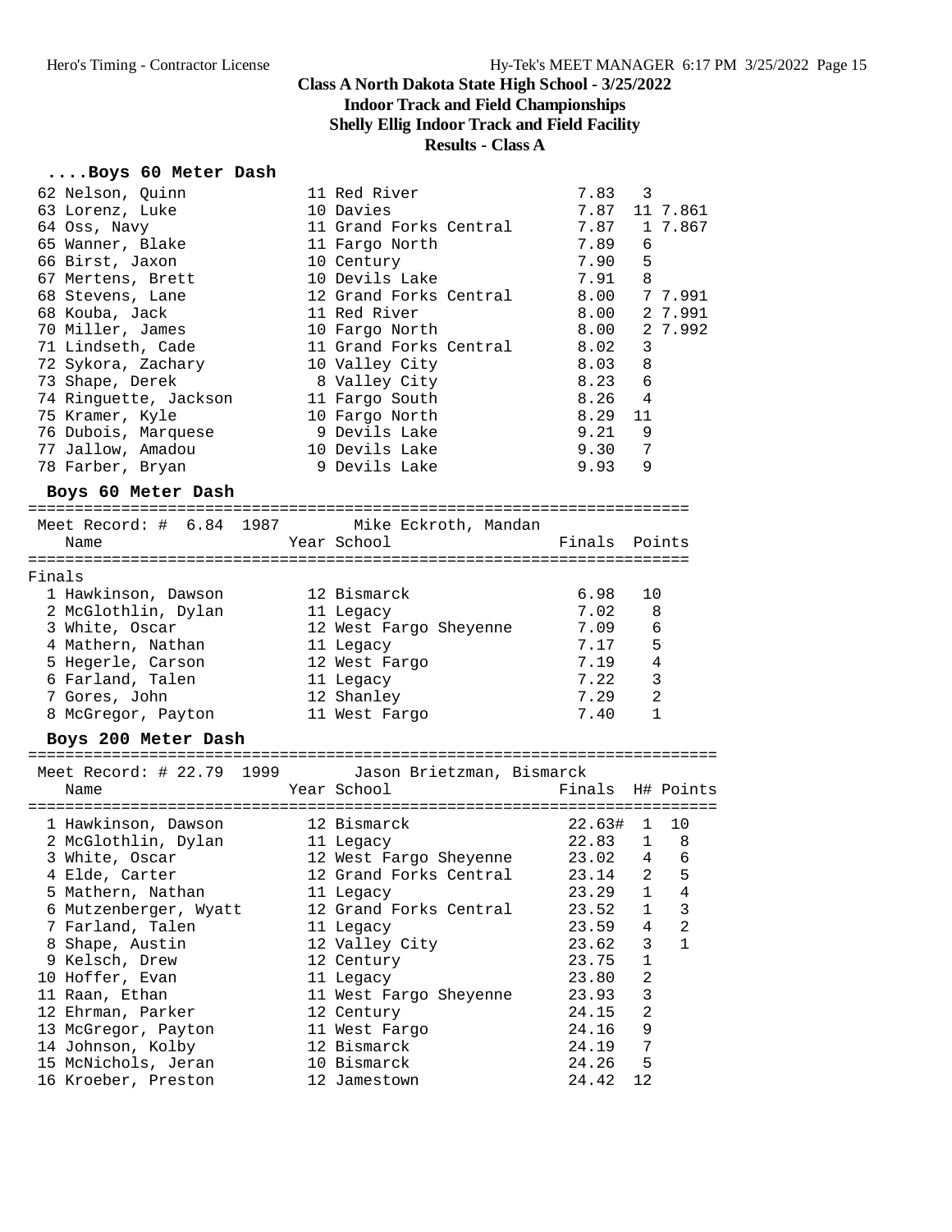# Class A North Dakota State High School - 3/25/2022
## Indoor Track and Field Championships
## Shelly Ellig Indoor Track and Field Facility
## Results - Class A

### ....Boys 60 Meter Dash

| Place | Name | Year | School | Finals | H# | Tiebreak |
|---|---|---|---|---|---|---|
| 62 | Nelson, Quinn | 11 | Red River | 7.83 | 3 | |
| 63 | Lorenz, Luke | 10 | Davies | 7.87 | 11 | 7.861 |
| 64 | Oss, Navy | 11 | Grand Forks Central | 7.87 | 1 | 7.867 |
| 65 | Wanner, Blake | 11 | Fargo North | 7.89 | 6 | |
| 66 | Birst, Jaxon | 10 | Century | 7.90 | 5 | |
| 67 | Mertens, Brett | 10 | Devils Lake | 7.91 | 8 | |
| 68 | Stevens, Lane | 12 | Grand Forks Central | 8.00 | 7 | 7.991 |
| 68 | Kouba, Jack | 11 | Red River | 8.00 | 2 | 7.991 |
| 70 | Miller, James | 10 | Fargo North | 8.00 | 2 | 7.992 |
| 71 | Lindseth, Cade | 11 | Grand Forks Central | 8.02 | 3 | |
| 72 | Sykora, Zachary | 10 | Valley City | 8.03 | 8 | |
| 73 | Shape, Derek | 8 | Valley City | 8.23 | 6 | |
| 74 | Ringuette, Jackson | 11 | Fargo South | 8.26 | 4 | |
| 75 | Kramer, Kyle | 10 | Fargo North | 8.29 | 11 | |
| 76 | Dubois, Marquese | 9 | Devils Lake | 9.21 | 9 | |
| 77 | Jallow, Amadou | 10 | Devils Lake | 9.30 | 7 | |
| 78 | Farber, Bryan | 9 | Devils Lake | 9.93 | 9 | |

### Boys 60 Meter Dash

Meet Record: # 6.84 1987 Mike Eckroth, Mandan

**Finals**

| Place | Name | Year | School | Finals | Points |
|---|---|---|---|---|---|
| 1 | Hawkinson, Dawson | 12 | Bismarck | 6.98 | 10 |
| 2 | McGlothlin, Dylan | 11 | Legacy | 7.02 | 8 |
| 3 | White, Oscar | 12 | West Fargo Sheyenne | 7.09 | 6 |
| 4 | Mathern, Nathan | 11 | Legacy | 7.17 | 5 |
| 5 | Hegerle, Carson | 12 | West Fargo | 7.19 | 4 |
| 6 | Farland, Talen | 11 | Legacy | 7.22 | 3 |
| 7 | Gores, John | 12 | Shanley | 7.29 | 2 |
| 8 | McGregor, Payton | 11 | West Fargo | 7.40 | 1 |

### Boys 200 Meter Dash

Meet Record: # 22.79 1999 Jason Brietzman, Bismarck

| Place | Name | Year | School | Finals | H# | Points |
|---|---|---|---|---|---|---|
| 1 | Hawkinson, Dawson | 12 | Bismarck | 22.63# | 1 | 10 |
| 2 | McGlothlin, Dylan | 11 | Legacy | 22.83 | 1 | 8 |
| 3 | White, Oscar | 12 | West Fargo Sheyenne | 23.02 | 4 | 6 |
| 4 | Elde, Carter | 12 | Grand Forks Central | 23.14 | 2 | 5 |
| 5 | Mathern, Nathan | 11 | Legacy | 23.29 | 1 | 4 |
| 6 | Mutzenberger, Wyatt | 12 | Grand Forks Central | 23.52 | 1 | 3 |
| 7 | Farland, Talen | 11 | Legacy | 23.59 | 4 | 2 |
| 8 | Shape, Austin | 12 | Valley City | 23.62 | 3 | 1 |
| 9 | Kelsch, Drew | 12 | Century | 23.75 | 1 | |
| 10 | Hoffer, Evan | 11 | Legacy | 23.80 | 2 | |
| 11 | Raan, Ethan | 11 | West Fargo Sheyenne | 23.93 | 3 | |
| 12 | Ehrman, Parker | 12 | Century | 24.15 | 2 | |
| 13 | McGregor, Payton | 11 | West Fargo | 24.16 | 9 | |
| 14 | Johnson, Kolby | 12 | Bismarck | 24.19 | 7 | |
| 15 | McNichols, Jeran | 10 | Bismarck | 24.26 | 5 | |
| 16 | Kroeber, Preston | 12 | Jamestown | 24.42 | 12 | |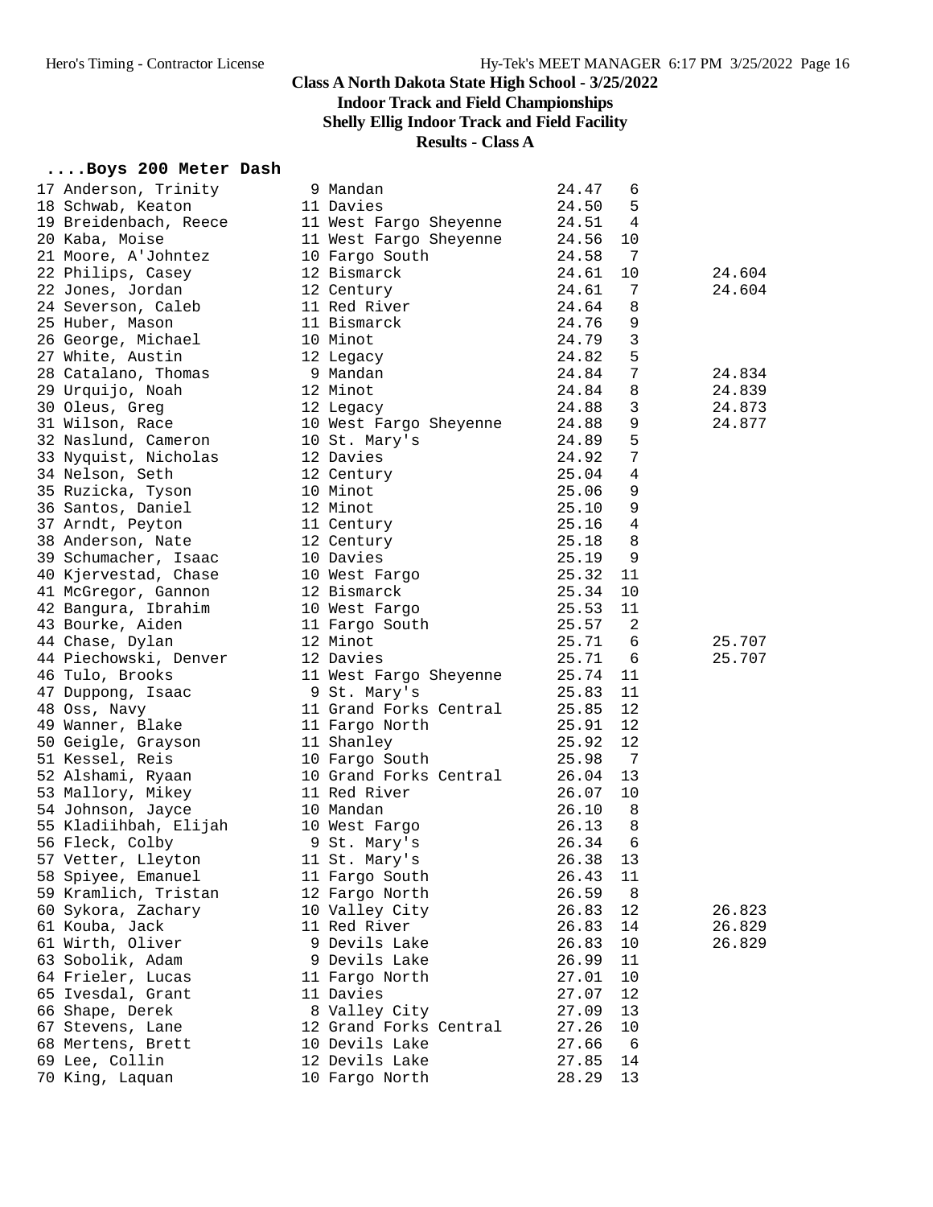# Class A North Dakota State High School - 3/25/2022

## Indoor Track and Field Championships

### Shelly Ellig Indoor Track and Field Facility

### Results - Class A

#### ....Boys 200 Meter Dash

| Place | Name | Year | School | Time | Heat | Tiebreak |
|---|---|---|---|---|---|---|
| 17 | Anderson, Trinity | 9 | Mandan | 24.47 | 6 | |
| 18 | Schwab, Keaton | 11 | Davies | 24.50 | 5 | |
| 19 | Breidenbach, Reece | 11 | West Fargo Sheyenne | 24.51 | 4 | |
| 20 | Kaba, Moise | 11 | West Fargo Sheyenne | 24.56 | 10 | |
| 21 | Moore, A'Johntez | 10 | Fargo South | 24.58 | 7 | |
| 22 | Philips, Casey | 12 | Bismarck | 24.61 | 10 | 24.604 |
| 22 | Jones, Jordan | 12 | Century | 24.61 | 7 | 24.604 |
| 24 | Severson, Caleb | 11 | Red River | 24.64 | 8 | |
| 25 | Huber, Mason | 11 | Bismarck | 24.76 | 9 | |
| 26 | George, Michael | 10 | Minot | 24.79 | 3 | |
| 27 | White, Austin | 12 | Legacy | 24.82 | 5 | |
| 28 | Catalano, Thomas | 9 | Mandan | 24.84 | 7 | 24.834 |
| 29 | Urquijo, Noah | 12 | Minot | 24.84 | 8 | 24.839 |
| 30 | Oleus, Greg | 12 | Legacy | 24.88 | 3 | 24.873 |
| 31 | Wilson, Race | 10 | West Fargo Sheyenne | 24.88 | 9 | 24.877 |
| 32 | Naslund, Cameron | 10 | St. Mary's | 24.89 | 5 | |
| 33 | Nyquist, Nicholas | 12 | Davies | 24.92 | 7 | |
| 34 | Nelson, Seth | 12 | Century | 25.04 | 4 | |
| 35 | Ruzicka, Tyson | 10 | Minot | 25.06 | 9 | |
| 36 | Santos, Daniel | 12 | Minot | 25.10 | 9 | |
| 37 | Arndt, Peyton | 11 | Century | 25.16 | 4 | |
| 38 | Anderson, Nate | 12 | Century | 25.18 | 8 | |
| 39 | Schumacher, Isaac | 10 | Davies | 25.19 | 9 | |
| 40 | Kjervestad, Chase | 10 | West Fargo | 25.32 | 11 | |
| 41 | McGregor, Gannon | 12 | Bismarck | 25.34 | 10 | |
| 42 | Bangura, Ibrahim | 10 | West Fargo | 25.53 | 11 | |
| 43 | Bourke, Aiden | 11 | Fargo South | 25.57 | 2 | |
| 44 | Chase, Dylan | 12 | Minot | 25.71 | 6 | 25.707 |
| 44 | Piechowski, Denver | 12 | Davies | 25.71 | 6 | 25.707 |
| 46 | Tulo, Brooks | 11 | West Fargo Sheyenne | 25.74 | 11 | |
| 47 | Duppong, Isaac | 9 | St. Mary's | 25.83 | 11 | |
| 48 | Oss, Navy | 11 | Grand Forks Central | 25.85 | 12 | |
| 49 | Wanner, Blake | 11 | Fargo North | 25.91 | 12 | |
| 50 | Geigle, Grayson | 11 | Shanley | 25.92 | 12 | |
| 51 | Kessel, Reis | 10 | Fargo South | 25.98 | 7 | |
| 52 | Alshami, Ryaan | 10 | Grand Forks Central | 26.04 | 13 | |
| 53 | Mallory, Mikey | 11 | Red River | 26.07 | 10 | |
| 54 | Johnson, Jayce | 10 | Mandan | 26.10 | 8 | |
| 55 | Kladiihbah, Elijah | 10 | West Fargo | 26.13 | 8 | |
| 56 | Fleck, Colby | 9 | St. Mary's | 26.34 | 6 | |
| 57 | Vetter, Lleyton | 11 | St. Mary's | 26.38 | 13 | |
| 58 | Spiyee, Emanuel | 11 | Fargo South | 26.43 | 11 | |
| 59 | Kramlich, Tristan | 12 | Fargo North | 26.59 | 8 | |
| 60 | Sykora, Zachary | 10 | Valley City | 26.83 | 12 | 26.823 |
| 61 | Kouba, Jack | 11 | Red River | 26.83 | 14 | 26.829 |
| 61 | Wirth, Oliver | 9 | Devils Lake | 26.83 | 10 | 26.829 |
| 63 | Sobolik, Adam | 9 | Devils Lake | 26.99 | 11 | |
| 64 | Frieler, Lucas | 11 | Fargo North | 27.01 | 10 | |
| 65 | Ivesdal, Grant | 11 | Davies | 27.07 | 12 | |
| 66 | Shape, Derek | 8 | Valley City | 27.09 | 13 | |
| 67 | Stevens, Lane | 12 | Grand Forks Central | 27.26 | 10 | |
| 68 | Mertens, Brett | 10 | Devils Lake | 27.66 | 6 | |
| 69 | Lee, Collin | 12 | Devils Lake | 27.85 | 14 | |
| 70 | King, Laquan | 10 | Fargo North | 28.29 | 13 | |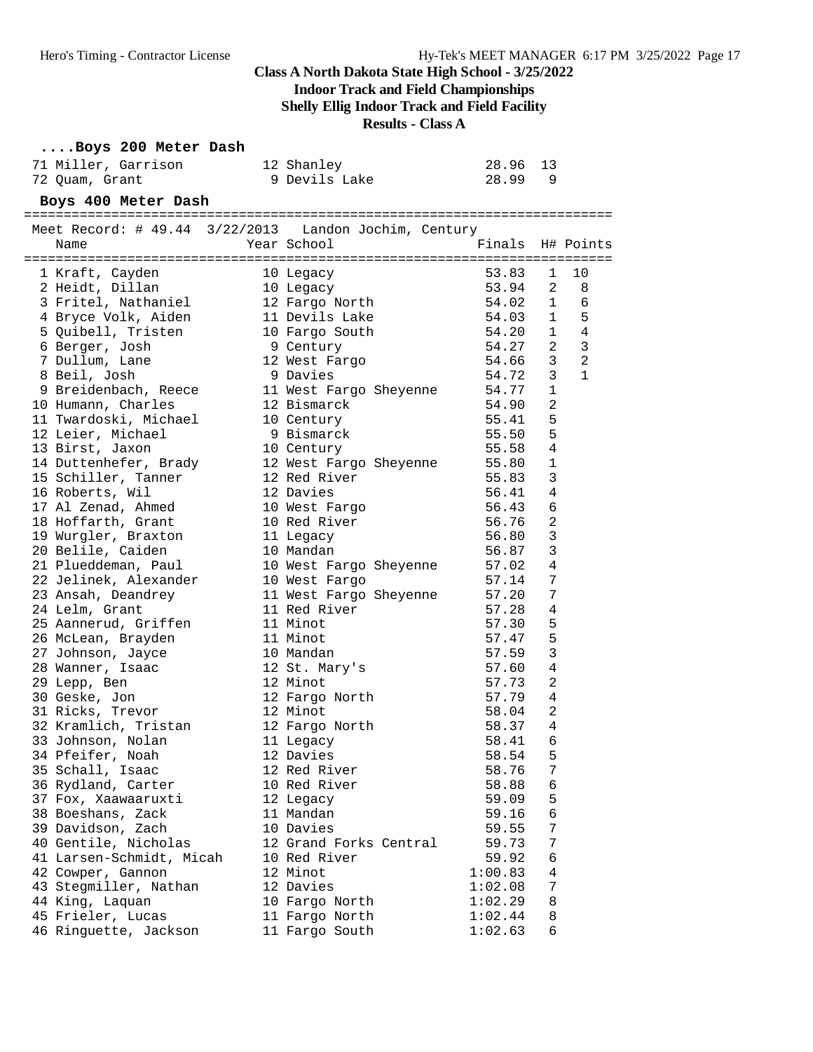# Class A North Dakota State High School - 3/25/2022

## Indoor Track and Field Championships

## Shelly Ellig Indoor Track and Field Facility

## Results - Class A

### ....Boys 200 Meter Dash

| Place | Name | Year | School | Finals | H# |
|---|---|---|---|---|---|
| 71 | Miller, Garrison | 12 | Shanley | 28.96 | 13 |
| 72 | Quam, Grant | 9 | Devils Lake | 28.99 | 9 |

### Boys 400 Meter Dash

Meet Record: # 49.44 3/22/2013 Landon Jochim, Century

| Place | Name | Year | School | Finals | H# | Points |
|---|---|---|---|---|---|---|
| 1 | Kraft, Cayden | 10 | Legacy | 53.83 | 1 | 10 |
| 2 | Heidt, Dillan | 10 | Legacy | 53.94 | 2 | 8 |
| 3 | Fritel, Nathaniel | 12 | Fargo North | 54.02 | 1 | 6 |
| 4 | Bryce Volk, Aiden | 11 | Devils Lake | 54.03 | 1 | 5 |
| 5 | Quibell, Tristen | 10 | Fargo South | 54.20 | 1 | 4 |
| 6 | Berger, Josh | 9 | Century | 54.27 | 2 | 3 |
| 7 | Dullum, Lane | 12 | West Fargo | 54.66 | 3 | 2 |
| 8 | Beil, Josh | 9 | Davies | 54.72 | 3 | 1 |
| 9 | Breidenbach, Reece | 11 | West Fargo Sheyenne | 54.77 | 1 | |
| 10 | Humann, Charles | 12 | Bismarck | 54.90 | 2 | |
| 11 | Twardoski, Michael | 10 | Century | 55.41 | 5 | |
| 12 | Leier, Michael | 9 | Bismarck | 55.50 | 5 | |
| 13 | Birst, Jaxon | 10 | Century | 55.58 | 4 | |
| 14 | Duttenhefer, Brady | 12 | West Fargo Sheyenne | 55.80 | 1 | |
| 15 | Schiller, Tanner | 12 | Red River | 55.83 | 3 | |
| 16 | Roberts, Wil | 12 | Davies | 56.41 | 4 | |
| 17 | Al Zenad, Ahmed | 10 | West Fargo | 56.43 | 6 | |
| 18 | Hoffarth, Grant | 10 | Red River | 56.76 | 2 | |
| 19 | Wurgler, Braxton | 11 | Legacy | 56.80 | 3 | |
| 20 | Belile, Caiden | 10 | Mandan | 56.87 | 3 | |
| 21 | Plueddeman, Paul | 10 | West Fargo Sheyenne | 57.02 | 4 | |
| 22 | Jelinek, Alexander | 10 | West Fargo | 57.14 | 7 | |
| 23 | Ansah, Deandrey | 11 | West Fargo Sheyenne | 57.20 | 7 | |
| 24 | Lelm, Grant | 11 | Red River | 57.28 | 4 | |
| 25 | Aannerud, Griffen | 11 | Minot | 57.30 | 5 | |
| 26 | McLean, Brayden | 11 | Minot | 57.47 | 5 | |
| 27 | Johnson, Jayce | 10 | Mandan | 57.59 | 3 | |
| 28 | Wanner, Isaac | 12 | St. Mary's | 57.60 | 4 | |
| 29 | Lepp, Ben | 12 | Minot | 57.73 | 2 | |
| 30 | Geske, Jon | 12 | Fargo North | 57.79 | 4 | |
| 31 | Ricks, Trevor | 12 | Minot | 58.04 | 2 | |
| 32 | Kramlich, Tristan | 12 | Fargo North | 58.37 | 4 | |
| 33 | Johnson, Nolan | 11 | Legacy | 58.41 | 6 | |
| 34 | Pfeifer, Noah | 12 | Davies | 58.54 | 5 | |
| 35 | Schall, Isaac | 12 | Red River | 58.76 | 7 | |
| 36 | Rydland, Carter | 10 | Red River | 58.88 | 6 | |
| 37 | Fox, Xaawaaruxti | 12 | Legacy | 59.09 | 5 | |
| 38 | Boeshans, Zack | 11 | Mandan | 59.16 | 6 | |
| 39 | Davidson, Zach | 10 | Davies | 59.55 | 7 | |
| 40 | Gentile, Nicholas | 12 | Grand Forks Central | 59.73 | 7 | |
| 41 | Larsen-Schmidt, Micah | 10 | Red River | 59.92 | 6 | |
| 42 | Cowper, Gannon | 12 | Minot | 1:00.83 | 4 | |
| 43 | Stegmiller, Nathan | 12 | Davies | 1:02.08 | 7 | |
| 44 | King, Laquan | 10 | Fargo North | 1:02.29 | 8 | |
| 45 | Frieler, Lucas | 11 | Fargo North | 1:02.44 | 8 | |
| 46 | Ringuette, Jackson | 11 | Fargo South | 1:02.63 | 6 | |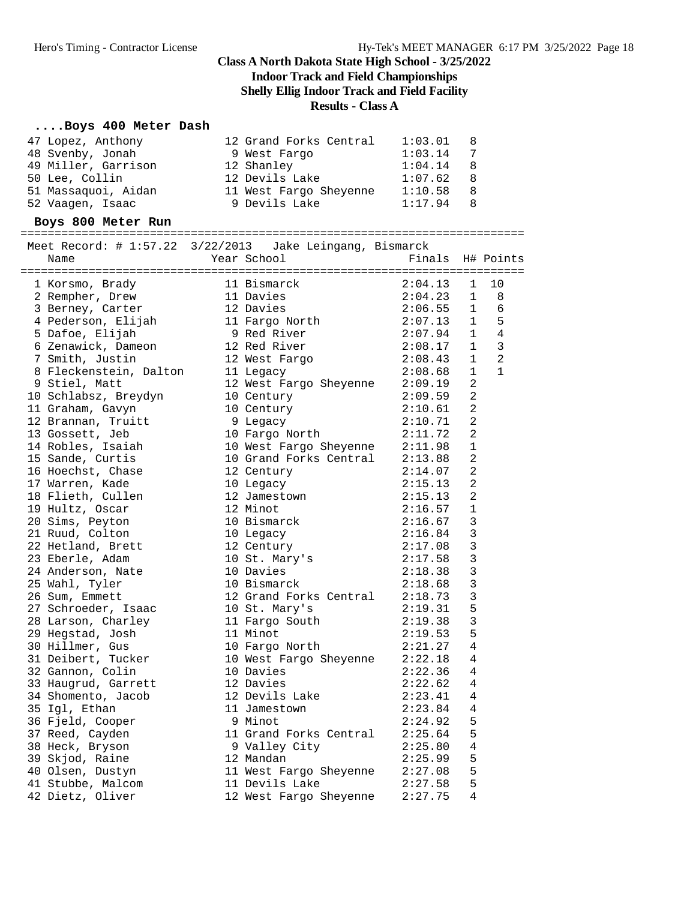# Class A North Dakota State High School - 3/25/2022

## Indoor Track and Field Championships

## Shelly Ellig Indoor Track and Field Facility

## Results - Class A

### ....Boys 400 Meter Dash

| Place | Name | Year | School | Finals | H# |
|---|---|---|---|---|---|
| 47 | Lopez, Anthony | 12 | Grand Forks Central | 1:03.01 | 8 |
| 48 | Svenby, Jonah | 9 | West Fargo | 1:03.14 | 7 |
| 49 | Miller, Garrison | 12 | Shanley | 1:04.14 | 8 |
| 50 | Lee, Collin | 12 | Devils Lake | 1:07.62 | 8 |
| 51 | Massaquoi, Aidan | 11 | West Fargo Sheyenne | 1:10.58 | 8 |
| 52 | Vaagen, Isaac | 9 | Devils Lake | 1:17.94 | 8 |

### Boys 800 Meter Run

Meet Record: # 1:57.22 3/22/2013 Jake Leingang, Bismarck

| Place | Name | Year | School | Finals | H# | Points |
|---|---|---|---|---|---|---|
| 1 | Korsmo, Brady | 11 | Bismarck | 2:04.13 | 1 | 10 |
| 2 | Rempher, Drew | 11 | Davies | 2:04.23 | 1 | 8 |
| 3 | Berney, Carter | 12 | Davies | 2:06.55 | 1 | 6 |
| 4 | Pederson, Elijah | 11 | Fargo North | 2:07.13 | 1 | 5 |
| 5 | Dafoe, Elijah | 9 | Red River | 2:07.94 | 1 | 4 |
| 6 | Zenawick, Dameon | 12 | Red River | 2:08.17 | 1 | 3 |
| 7 | Smith, Justin | 12 | West Fargo | 2:08.43 | 1 | 2 |
| 8 | Fleckenstein, Dalton | 11 | Legacy | 2:08.68 | 1 | 1 |
| 9 | Stiel, Matt | 12 | West Fargo Sheyenne | 2:09.19 | 2 | |
| 10 | Schlabsz, Breydyn | 10 | Century | 2:09.59 | 2 | |
| 11 | Graham, Gavyn | 10 | Century | 2:10.61 | 2 | |
| 12 | Brannan, Truitt | 9 | Legacy | 2:10.71 | 2 | |
| 13 | Gossett, Jeb | 10 | Fargo North | 2:11.72 | 2 | |
| 14 | Robles, Isaiah | 10 | West Fargo Sheyenne | 2:11.98 | 1 | |
| 15 | Sande, Curtis | 10 | Grand Forks Central | 2:13.88 | 2 | |
| 16 | Hoechst, Chase | 12 | Century | 2:14.07 | 2 | |
| 17 | Warren, Kade | 10 | Legacy | 2:15.13 | 2 | |
| 18 | Flieth, Cullen | 12 | Jamestown | 2:15.13 | 2 | |
| 19 | Hultz, Oscar | 12 | Minot | 2:16.57 | 1 | |
| 20 | Sims, Peyton | 10 | Bismarck | 2:16.67 | 3 | |
| 21 | Ruud, Colton | 10 | Legacy | 2:16.84 | 3 | |
| 22 | Hetland, Brett | 12 | Century | 2:17.08 | 3 | |
| 23 | Eberle, Adam | 10 | St. Mary's | 2:17.58 | 3 | |
| 24 | Anderson, Nate | 10 | Davies | 2:18.38 | 3 | |
| 25 | Wahl, Tyler | 10 | Bismarck | 2:18.68 | 3 | |
| 26 | Sum, Emmett | 12 | Grand Forks Central | 2:18.73 | 3 | |
| 27 | Schroeder, Isaac | 10 | St. Mary's | 2:19.31 | 5 | |
| 28 | Larson, Charley | 11 | Fargo South | 2:19.38 | 3 | |
| 29 | Hegstad, Josh | 11 | Minot | 2:19.53 | 5 | |
| 30 | Hillmer, Gus | 10 | Fargo North | 2:21.27 | 4 | |
| 31 | Deibert, Tucker | 10 | West Fargo Sheyenne | 2:22.18 | 4 | |
| 32 | Gannon, Colin | 10 | Davies | 2:22.36 | 4 | |
| 33 | Haugrud, Garrett | 12 | Davies | 2:22.62 | 4 | |
| 34 | Shomento, Jacob | 12 | Devils Lake | 2:23.41 | 4 | |
| 35 | Igl, Ethan | 11 | Jamestown | 2:23.84 | 4 | |
| 36 | Fjeld, Cooper | 9 | Minot | 2:24.92 | 5 | |
| 37 | Reed, Cayden | 11 | Grand Forks Central | 2:25.64 | 5 | |
| 38 | Heck, Bryson | 9 | Valley City | 2:25.80 | 4 | |
| 39 | Skjod, Raine | 12 | Mandan | 2:25.99 | 5 | |
| 40 | Olsen, Dustyn | 11 | West Fargo Sheyenne | 2:27.08 | 5 | |
| 41 | Stubbe, Malcom | 11 | Devils Lake | 2:27.58 | 5 | |
| 42 | Dietz, Oliver | 12 | West Fargo Sheyenne | 2:27.75 | 4 | |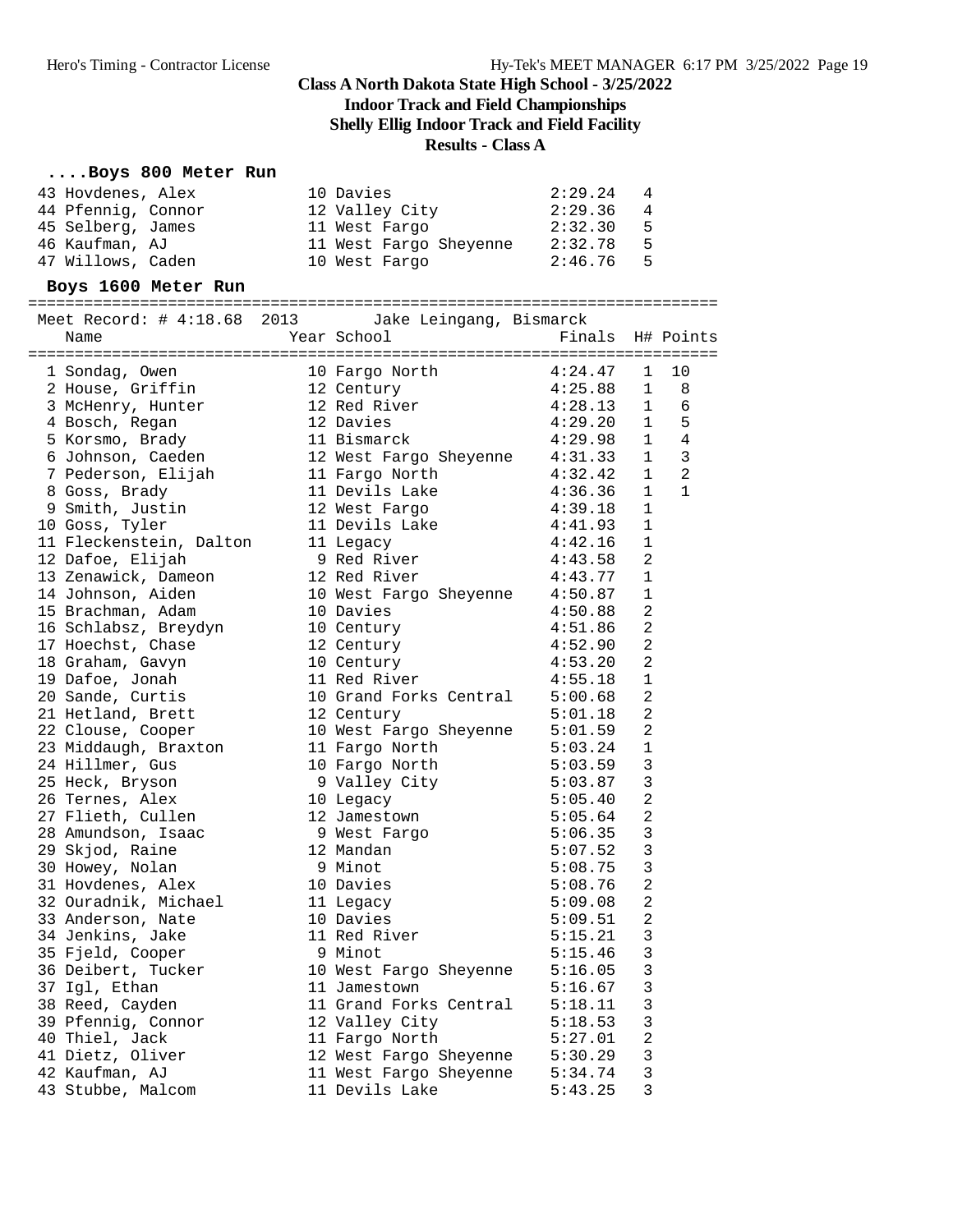# Class A North Dakota State High School - 3/25/2022

## Indoor Track and Field Championships

## Shelly Ellig Indoor Track and Field Facility

## Results - Class A

### ....Boys 800 Meter Run

| Place | Name | Year | School | Finals | H# |
|---|---|---|---|---|---|
| 43 | Hovdenes, Alex | 10 | Davies | 2:29.24 | 4 |
| 44 | Pfennig, Connor | 12 | Valley City | 2:29.36 | 4 |
| 45 | Selberg, James | 11 | West Fargo | 2:32.30 | 5 |
| 46 | Kaufman, AJ | 11 | West Fargo Sheyenne | 2:32.78 | 5 |
| 47 | Willows, Caden | 10 | West Fargo | 2:46.76 | 5 |

### Boys 1600 Meter Run

Meet Record: # 4:18.68 2013 Jake Leingang, Bismarck

| Place | Name | Year | School | Finals | H# | Points |
|---|---|---|---|---|---|---|
| 1 | Sondag, Owen | 10 | Fargo North | 4:24.47 | 1 | 10 |
| 2 | House, Griffin | 12 | Century | 4:25.88 | 1 | 8 |
| 3 | McHenry, Hunter | 12 | Red River | 4:28.13 | 1 | 6 |
| 4 | Bosch, Regan | 12 | Davies | 4:29.20 | 1 | 5 |
| 5 | Korsmo, Brady | 11 | Bismarck | 4:29.98 | 1 | 4 |
| 6 | Johnson, Caeden | 12 | West Fargo Sheyenne | 4:31.33 | 1 | 3 |
| 7 | Pederson, Elijah | 11 | Fargo North | 4:32.42 | 1 | 2 |
| 8 | Goss, Brady | 11 | Devils Lake | 4:36.36 | 1 | 1 |
| 9 | Smith, Justin | 12 | West Fargo | 4:39.18 | 1 | |
| 10 | Goss, Tyler | 11 | Devils Lake | 4:41.93 | 1 | |
| 11 | Fleckenstein, Dalton | 11 | Legacy | 4:42.16 | 1 | |
| 12 | Dafoe, Elijah | 9 | Red River | 4:43.58 | 2 | |
| 13 | Zenawick, Dameon | 12 | Red River | 4:43.77 | 1 | |
| 14 | Johnson, Aiden | 10 | West Fargo Sheyenne | 4:50.87 | 1 | |
| 15 | Brachman, Adam | 10 | Davies | 4:50.88 | 2 | |
| 16 | Schlabsz, Breydyn | 10 | Century | 4:51.86 | 2 | |
| 17 | Hoechst, Chase | 12 | Century | 4:52.90 | 2 | |
| 18 | Graham, Gavyn | 10 | Century | 4:53.20 | 2 | |
| 19 | Dafoe, Jonah | 11 | Red River | 4:55.18 | 1 | |
| 20 | Sande, Curtis | 10 | Grand Forks Central | 5:00.68 | 2 | |
| 21 | Hetland, Brett | 12 | Century | 5:01.18 | 2 | |
| 22 | Clouse, Cooper | 10 | West Fargo Sheyenne | 5:01.59 | 2 | |
| 23 | Middaugh, Braxton | 11 | Fargo North | 5:03.24 | 1 | |
| 24 | Hillmer, Gus | 10 | Fargo North | 5:03.59 | 3 | |
| 25 | Heck, Bryson | 9 | Valley City | 5:03.87 | 3 | |
| 26 | Ternes, Alex | 10 | Legacy | 5:05.40 | 2 | |
| 27 | Flieth, Cullen | 12 | Jamestown | 5:05.64 | 2 | |
| 28 | Amundson, Isaac | 9 | West Fargo | 5:06.35 | 3 | |
| 29 | Skjod, Raine | 12 | Mandan | 5:07.52 | 3 | |
| 30 | Howey, Nolan | 9 | Minot | 5:08.75 | 3 | |
| 31 | Hovdenes, Alex | 10 | Davies | 5:08.76 | 2 | |
| 32 | Ouradnik, Michael | 11 | Legacy | 5:09.08 | 2 | |
| 33 | Anderson, Nate | 10 | Davies | 5:09.51 | 2 | |
| 34 | Jenkins, Jake | 11 | Red River | 5:15.21 | 3 | |
| 35 | Fjeld, Cooper | 9 | Minot | 5:15.46 | 3 | |
| 36 | Deibert, Tucker | 10 | West Fargo Sheyenne | 5:16.05 | 3 | |
| 37 | Igl, Ethan | 11 | Jamestown | 5:16.67 | 3 | |
| 38 | Reed, Cayden | 11 | Grand Forks Central | 5:18.11 | 3 | |
| 39 | Pfennig, Connor | 12 | Valley City | 5:18.53 | 3 | |
| 40 | Thiel, Jack | 11 | Fargo North | 5:27.01 | 2 | |
| 41 | Dietz, Oliver | 12 | West Fargo Sheyenne | 5:30.29 | 3 | |
| 42 | Kaufman, AJ | 11 | West Fargo Sheyenne | 5:34.74 | 3 | |
| 43 | Stubbe, Malcom | 11 | Devils Lake | 5:43.25 | 3 | |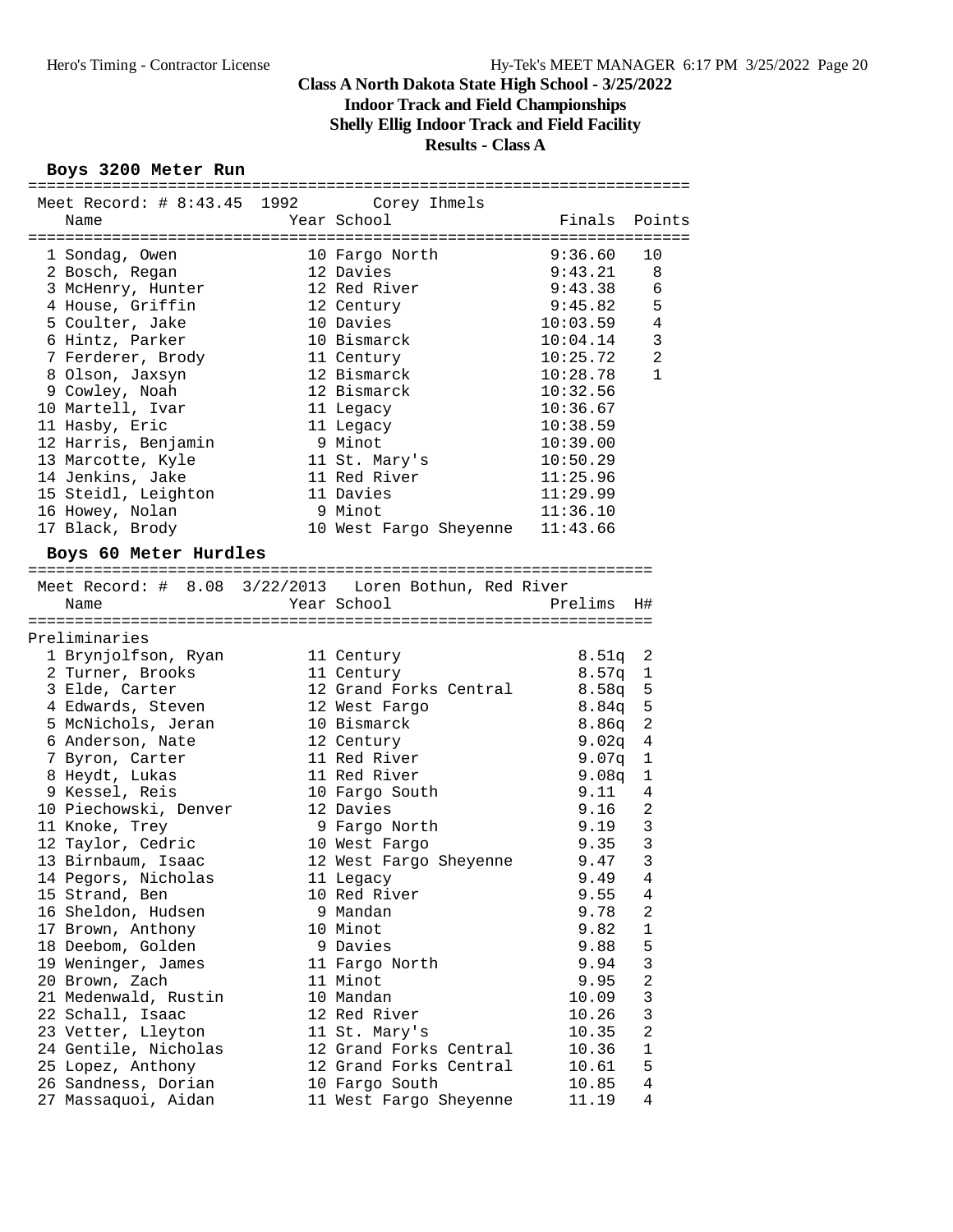# Class A North Dakota State High School - 3/25/2022

## Indoor Track and Field Championships

## Shelly Ellig Indoor Track and Field Facility

## Results - Class A

### Boys 3200 Meter Run

Meet Record: # 8:43.45 1992 Corey Ihmels

| Place | Name | Year | School | Finals | Points |
|---|---|---|---|---|---|
| 1 | Sondag, Owen | 10 | Fargo North | 9:36.60 | 10 |
| 2 | Bosch, Regan | 12 | Davies | 9:43.21 | 8 |
| 3 | McHenry, Hunter | 12 | Red River | 9:43.38 | 6 |
| 4 | House, Griffin | 12 | Century | 9:45.82 | 5 |
| 5 | Coulter, Jake | 10 | Davies | 10:03.59 | 4 |
| 6 | Hintz, Parker | 10 | Bismarck | 10:04.14 | 3 |
| 7 | Ferderer, Brody | 11 | Century | 10:25.72 | 2 |
| 8 | Olson, Jaxsyn | 12 | Bismarck | 10:28.78 | 1 |
| 9 | Cowley, Noah | 12 | Bismarck | 10:32.56 | |
| 10 | Martell, Ivar | 11 | Legacy | 10:36.67 | |
| 11 | Hasby, Eric | 11 | Legacy | 10:38.59 | |
| 12 | Harris, Benjamin | 9 | Minot | 10:39.00 | |
| 13 | Marcotte, Kyle | 11 | St. Mary's | 10:50.29 | |
| 14 | Jenkins, Jake | 11 | Red River | 11:25.96 | |
| 15 | Steidl, Leighton | 11 | Davies | 11:29.99 | |
| 16 | Howey, Nolan | 9 | Minot | 11:36.10 | |
| 17 | Black, Brody | 10 | West Fargo Sheyenne | 11:43.66 | |

### Boys 60 Meter Hurdles

Meet Record: # 8.08 3/22/2013 Loren Bothun, Red River

Preliminaries

| Place | Name | Year | School | Prelims | H# |
|---|---|---|---|---|---|
| 1 | Brynjolfson, Ryan | 11 | Century | 8.51q | 2 |
| 2 | Turner, Brooks | 11 | Century | 8.57q | 1 |
| 3 | Elde, Carter | 12 | Grand Forks Central | 8.58q | 5 |
| 4 | Edwards, Steven | 12 | West Fargo | 8.84q | 5 |
| 5 | McNichols, Jeran | 10 | Bismarck | 8.86q | 2 |
| 6 | Anderson, Nate | 12 | Century | 9.02q | 4 |
| 7 | Byron, Carter | 11 | Red River | 9.07q | 1 |
| 8 | Heydt, Lukas | 11 | Red River | 9.08q | 1 |
| 9 | Kessel, Reis | 10 | Fargo South | 9.11 | 4 |
| 10 | Piechowski, Denver | 12 | Davies | 9.16 | 2 |
| 11 | Knoke, Trey | 9 | Fargo North | 9.19 | 3 |
| 12 | Taylor, Cedric | 10 | West Fargo | 9.35 | 3 |
| 13 | Birnbaum, Isaac | 12 | West Fargo Sheyenne | 9.47 | 3 |
| 14 | Pegors, Nicholas | 11 | Legacy | 9.49 | 4 |
| 15 | Strand, Ben | 10 | Red River | 9.55 | 4 |
| 16 | Sheldon, Hudsen | 9 | Mandan | 9.78 | 2 |
| 17 | Brown, Anthony | 10 | Minot | 9.82 | 1 |
| 18 | Deebom, Golden | 9 | Davies | 9.88 | 5 |
| 19 | Weninger, James | 11 | Fargo North | 9.94 | 3 |
| 20 | Brown, Zach | 11 | Minot | 9.95 | 2 |
| 21 | Medenwald, Rustin | 10 | Mandan | 10.09 | 3 |
| 22 | Schall, Isaac | 12 | Red River | 10.26 | 3 |
| 23 | Vetter, Lleyton | 11 | St. Mary's | 10.35 | 2 |
| 24 | Gentile, Nicholas | 12 | Grand Forks Central | 10.36 | 1 |
| 25 | Lopez, Anthony | 12 | Grand Forks Central | 10.61 | 5 |
| 26 | Sandness, Dorian | 10 | Fargo South | 10.85 | 4 |
| 27 | Massaquoi, Aidan | 11 | West Fargo Sheyenne | 11.19 | 4 |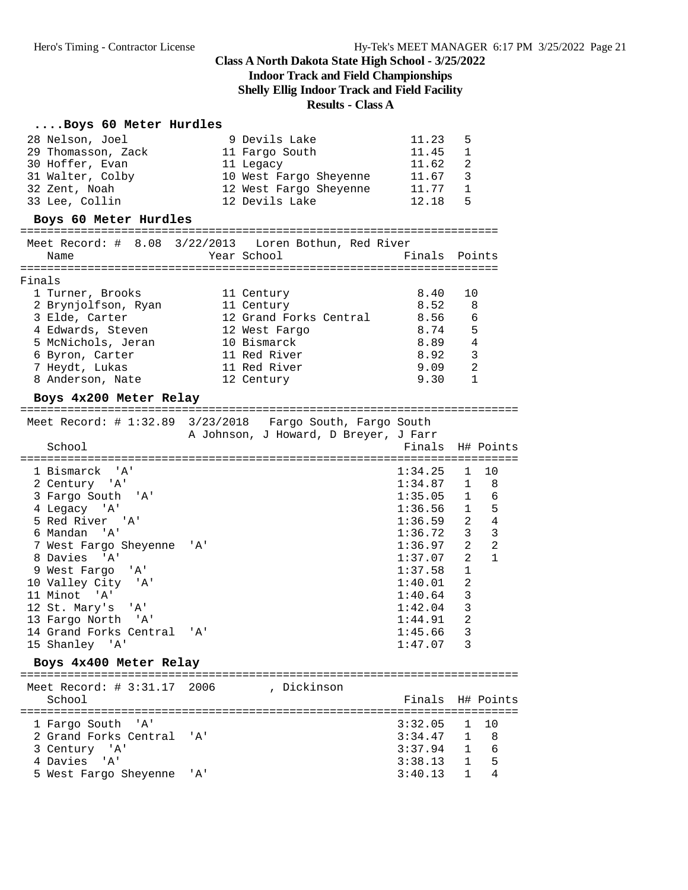# Class A North Dakota State High School - 3/25/2022
## Indoor Track and Field Championships
## Shelly Ellig Indoor Track and Field Facility
## Results - Class A

### ....Boys 60 Meter Hurdles

| Place | Name | Year | School | Time | H# |
|---|---|---|---|---|---|
| 28 | Nelson, Joel | 9 | Devils Lake | 11.23 | 5 |
| 29 | Thomasson, Zack | 11 | Fargo South | 11.45 | 1 |
| 30 | Hoffer, Evan | 11 | Legacy | 11.62 | 2 |
| 31 | Walter, Colby | 10 | West Fargo Sheyenne | 11.67 | 3 |
| 32 | Zent, Noah | 12 | West Fargo Sheyenne | 11.77 | 1 |
| 33 | Lee, Collin | 12 | Devils Lake | 12.18 | 5 |

### Boys 60 Meter Hurdles

Meet Record: # 8.08 3/22/2013 Loren Bothun, Red River

Finals

| Place | Name | Year | School | Finals | Points |
|---|---|---|---|---|---|
| 1 | Turner, Brooks | 11 | Century | 8.40 | 10 |
| 2 | Brynjolfson, Ryan | 11 | Century | 8.52 | 8 |
| 3 | Elde, Carter | 12 | Grand Forks Central | 8.56 | 6 |
| 4 | Edwards, Steven | 12 | West Fargo | 8.74 | 5 |
| 5 | McNichols, Jeran | 10 | Bismarck | 8.89 | 4 |
| 6 | Byron, Carter | 11 | Red River | 8.92 | 3 |
| 7 | Heydt, Lukas | 11 | Red River | 9.09 | 2 |
| 8 | Anderson, Nate | 12 | Century | 9.30 | 1 |

### Boys 4x200 Meter Relay

Meet Record: # 1:32.89 3/23/2018 Fargo South, Fargo South
A Johnson, J Howard, D Breyer, J Farr

| Place | School | Finals | H# | Points |
|---|---|---|---|---|
| 1 | Bismarck 'A' | 1:34.25 | 1 | 10 |
| 2 | Century 'A' | 1:34.87 | 1 | 8 |
| 3 | Fargo South 'A' | 1:35.05 | 1 | 6 |
| 4 | Legacy 'A' | 1:36.56 | 1 | 5 |
| 5 | Red River 'A' | 1:36.59 | 2 | 4 |
| 6 | Mandan 'A' | 1:36.72 | 3 | 3 |
| 7 | West Fargo Sheyenne 'A' | 1:36.97 | 2 | 2 |
| 8 | Davies 'A' | 1:37.07 | 2 | 1 |
| 9 | West Fargo 'A' | 1:37.58 | 1 | |
| 10 | Valley City 'A' | 1:40.01 | 2 | |
| 11 | Minot 'A' | 1:40.64 | 3 | |
| 12 | St. Mary's 'A' | 1:42.04 | 3 | |
| 13 | Fargo North 'A' | 1:44.91 | 2 | |
| 14 | Grand Forks Central 'A' | 1:45.66 | 3 | |
| 15 | Shanley 'A' | 1:47.07 | 3 | |

### Boys 4x400 Meter Relay

Meet Record: # 3:31.17 2006 , Dickinson

| Place | School | Finals | H# | Points |
|---|---|---|---|---|
| 1 | Fargo South 'A' | 3:32.05 | 1 | 10 |
| 2 | Grand Forks Central 'A' | 3:34.47 | 1 | 8 |
| 3 | Century 'A' | 3:37.94 | 1 | 6 |
| 4 | Davies 'A' | 3:38.13 | 1 | 5 |
| 5 | West Fargo Sheyenne 'A' | 3:40.13 | 1 | 4 |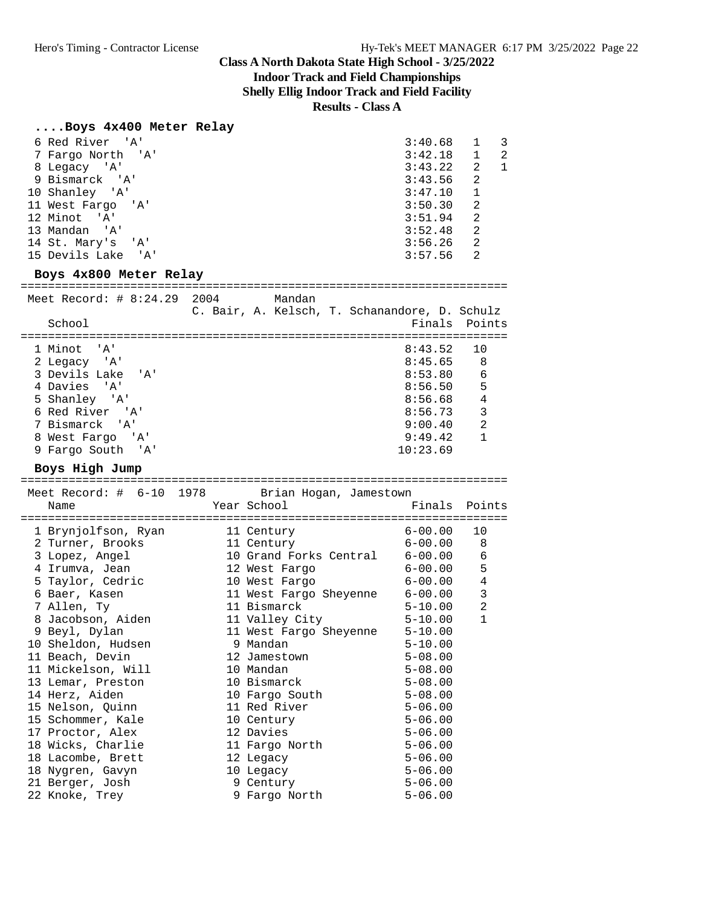# Class A North Dakota State High School - 3/25/2022

## Indoor Track and Field Championships

## Shelly Ellig Indoor Track and Field Facility

## Results - Class A

### ....Boys 4x400 Meter Relay

| Place | School | Finals | Heat | Points |
|---|---|---|---|---|
| 6 | Red River 'A' | 3:40.68 | 1 | 3 |
| 7 | Fargo North 'A' | 3:42.18 | 1 | 2 |
| 8 | Legacy 'A' | 3:43.22 | 2 | 1 |
| 9 | Bismarck 'A' | 3:43.56 | 2 | |
| 10 | Shanley 'A' | 3:47.10 | 1 | |
| 11 | West Fargo 'A' | 3:50.30 | 2 | |
| 12 | Minot 'A' | 3:51.94 | 2 | |
| 13 | Mandan 'A' | 3:52.48 | 2 | |
| 14 | St. Mary's 'A' | 3:56.26 | 2 | |
| 15 | Devils Lake 'A' | 3:57.56 | 2 | |

### Boys 4x800 Meter Relay

Meet Record: # 8:24.29 2004 Mandan
C. Bair, A. Kelsch, T. Schanandore, D. Schulz

| Place | School | Finals | Points |
|---|---|---|---|
| 1 | Minot 'A' | 8:43.52 | 10 |
| 2 | Legacy 'A' | 8:45.65 | 8 |
| 3 | Devils Lake 'A' | 8:53.80 | 6 |
| 4 | Davies 'A' | 8:56.50 | 5 |
| 5 | Shanley 'A' | 8:56.68 | 4 |
| 6 | Red River 'A' | 8:56.73 | 3 |
| 7 | Bismarck 'A' | 9:00.40 | 2 |
| 8 | West Fargo 'A' | 9:49.42 | 1 |
| 9 | Fargo South 'A' | 10:23.69 | |

### Boys High Jump

Meet Record: # 6-10 1978 Brian Hogan, Jamestown

| Place | Name | Year | School | Finals | Points |
|---|---|---|---|---|---|
| 1 | Brynjolfson, Ryan | 11 | Century | 6-00.00 | 10 |
| 2 | Turner, Brooks | 11 | Century | 6-00.00 | 8 |
| 3 | Lopez, Angel | 10 | Grand Forks Central | 6-00.00 | 6 |
| 4 | Irumva, Jean | 12 | West Fargo | 6-00.00 | 5 |
| 5 | Taylor, Cedric | 10 | West Fargo | 6-00.00 | 4 |
| 6 | Baer, Kasen | 11 | West Fargo Sheyenne | 6-00.00 | 3 |
| 7 | Allen, Ty | 11 | Bismarck | 5-10.00 | 2 |
| 8 | Jacobson, Aiden | 11 | Valley City | 5-10.00 | 1 |
| 9 | Beyl, Dylan | 11 | West Fargo Sheyenne | 5-10.00 | |
| 10 | Sheldon, Hudsen | 9 | Mandan | 5-10.00 | |
| 11 | Beach, Devin | 12 | Jamestown | 5-08.00 | |
| 11 | Mickelson, Will | 10 | Mandan | 5-08.00 | |
| 13 | Lemar, Preston | 10 | Bismarck | 5-08.00 | |
| 14 | Herz, Aiden | 10 | Fargo South | 5-08.00 | |
| 15 | Nelson, Quinn | 11 | Red River | 5-06.00 | |
| 15 | Schommer, Kale | 10 | Century | 5-06.00 | |
| 17 | Proctor, Alex | 12 | Davies | 5-06.00 | |
| 18 | Wicks, Charlie | 11 | Fargo North | 5-06.00 | |
| 18 | Lacombe, Brett | 12 | Legacy | 5-06.00 | |
| 18 | Nygren, Gavyn | 10 | Legacy | 5-06.00 | |
| 21 | Berger, Josh | 9 | Century | 5-06.00 | |
| 22 | Knoke, Trey | 9 | Fargo North | 5-06.00 | |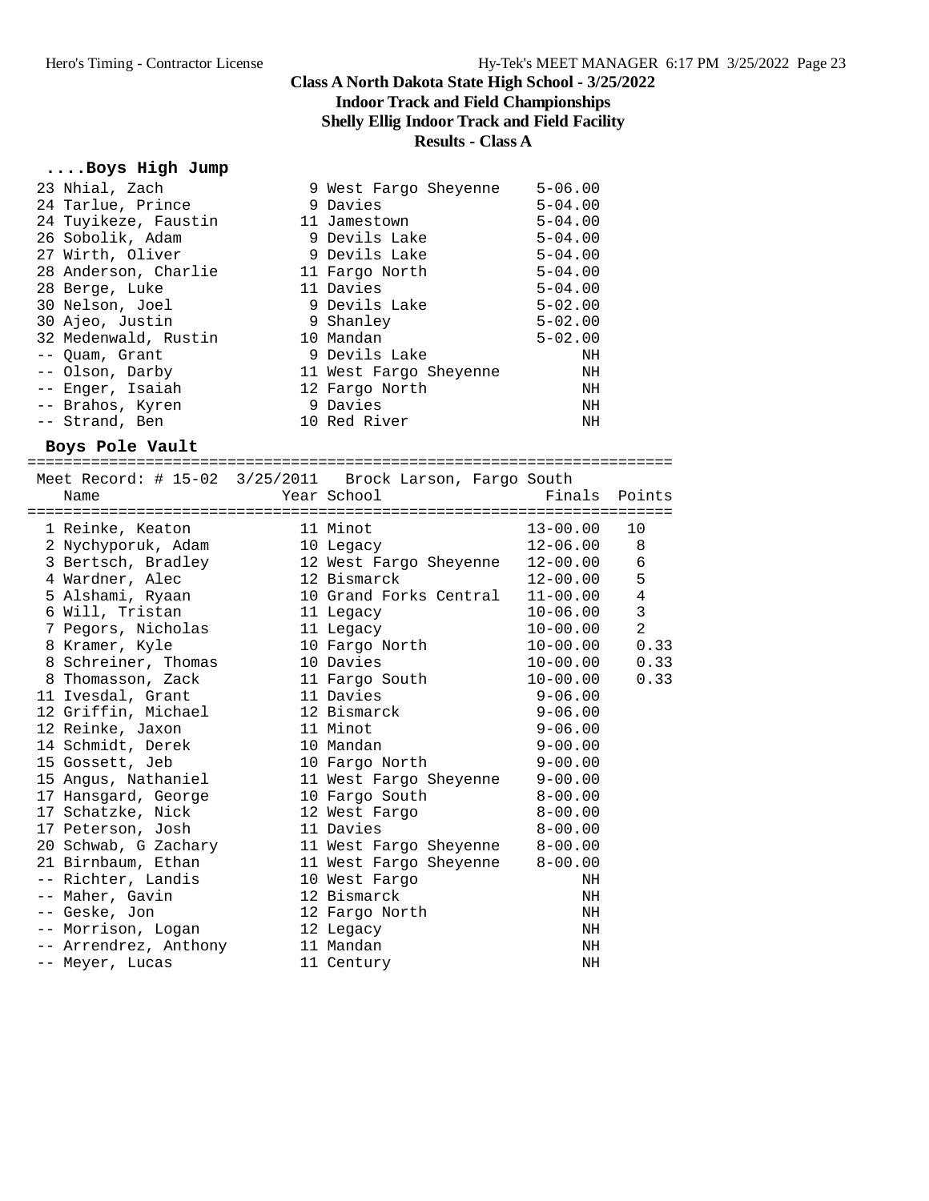# Class A North Dakota State High School - 3/25/2022

## Indoor Track and Field Championships

## Shelly Ellig Indoor Track and Field Facility

## Results - Class A

### ....Boys High Jump

| Place | Name | Year | School | Finals |
|---|---|---|---|---|
| 23 | Nhial, Zach | 9 | West Fargo Sheyenne | 5-06.00 |
| 24 | Tarlue, Prince | 9 | Davies | 5-04.00 |
| 24 | Tuyikeze, Faustin | 11 | Jamestown | 5-04.00 |
| 26 | Sobolik, Adam | 9 | Devils Lake | 5-04.00 |
| 27 | Wirth, Oliver | 9 | Devils Lake | 5-04.00 |
| 28 | Anderson, Charlie | 11 | Fargo North | 5-04.00 |
| 28 | Berge, Luke | 11 | Davies | 5-04.00 |
| 30 | Nelson, Joel | 9 | Devils Lake | 5-02.00 |
| 30 | Ajeo, Justin | 9 | Shanley | 5-02.00 |
| 32 | Medenwald, Rustin | 10 | Mandan | 5-02.00 |
| -- | Quam, Grant | 9 | Devils Lake | NH |
| -- | Olson, Darby | 11 | West Fargo Sheyenne | NH |
| -- | Enger, Isaiah | 12 | Fargo North | NH |
| -- | Brahos, Kyren | 9 | Davies | NH |
| -- | Strand, Ben | 10 | Red River | NH |

### Boys Pole Vault

Meet Record: # 15-02  3/25/2011  Brock Larson, Fargo South

| Place | Name | Year | School | Finals | Points |
|---|---|---|---|---|---|
| 1 | Reinke, Keaton | 11 | Minot | 13-00.00 | 10 |
| 2 | Nychyporuk, Adam | 10 | Legacy | 12-06.00 | 8 |
| 3 | Bertsch, Bradley | 12 | West Fargo Sheyenne | 12-00.00 | 6 |
| 4 | Wardner, Alec | 12 | Bismarck | 12-00.00 | 5 |
| 5 | Alshami, Ryaan | 10 | Grand Forks Central | 11-00.00 | 4 |
| 6 | Will, Tristan | 11 | Legacy | 10-06.00 | 3 |
| 7 | Pegors, Nicholas | 11 | Legacy | 10-00.00 | 2 |
| 8 | Kramer, Kyle | 10 | Fargo North | 10-00.00 | 0.33 |
| 8 | Schreiner, Thomas | 10 | Davies | 10-00.00 | 0.33 |
| 8 | Thomasson, Zack | 11 | Fargo South | 10-00.00 | 0.33 |
| 11 | Ivesdal, Grant | 11 | Davies | 9-06.00 | |
| 12 | Griffin, Michael | 12 | Bismarck | 9-06.00 | |
| 12 | Reinke, Jaxon | 11 | Minot | 9-06.00 | |
| 14 | Schmidt, Derek | 10 | Mandan | 9-00.00 | |
| 15 | Gossett, Jeb | 10 | Fargo North | 9-00.00 | |
| 15 | Angus, Nathaniel | 11 | West Fargo Sheyenne | 9-00.00 | |
| 17 | Hansgard, George | 10 | Fargo South | 8-00.00 | |
| 17 | Schatzke, Nick | 12 | West Fargo | 8-00.00 | |
| 17 | Peterson, Josh | 11 | Davies | 8-00.00 | |
| 20 | Schwab, G Zachary | 11 | West Fargo Sheyenne | 8-00.00 | |
| 21 | Birnbaum, Ethan | 11 | West Fargo Sheyenne | 8-00.00 | |
| -- | Richter, Landis | 10 | West Fargo | NH | |
| -- | Maher, Gavin | 12 | Bismarck | NH | |
| -- | Geske, Jon | 12 | Fargo North | NH | |
| -- | Morrison, Logan | 12 | Legacy | NH | |
| -- | Arrendrez, Anthony | 11 | Mandan | NH | |
| -- | Meyer, Lucas | 11 | Century | NH | |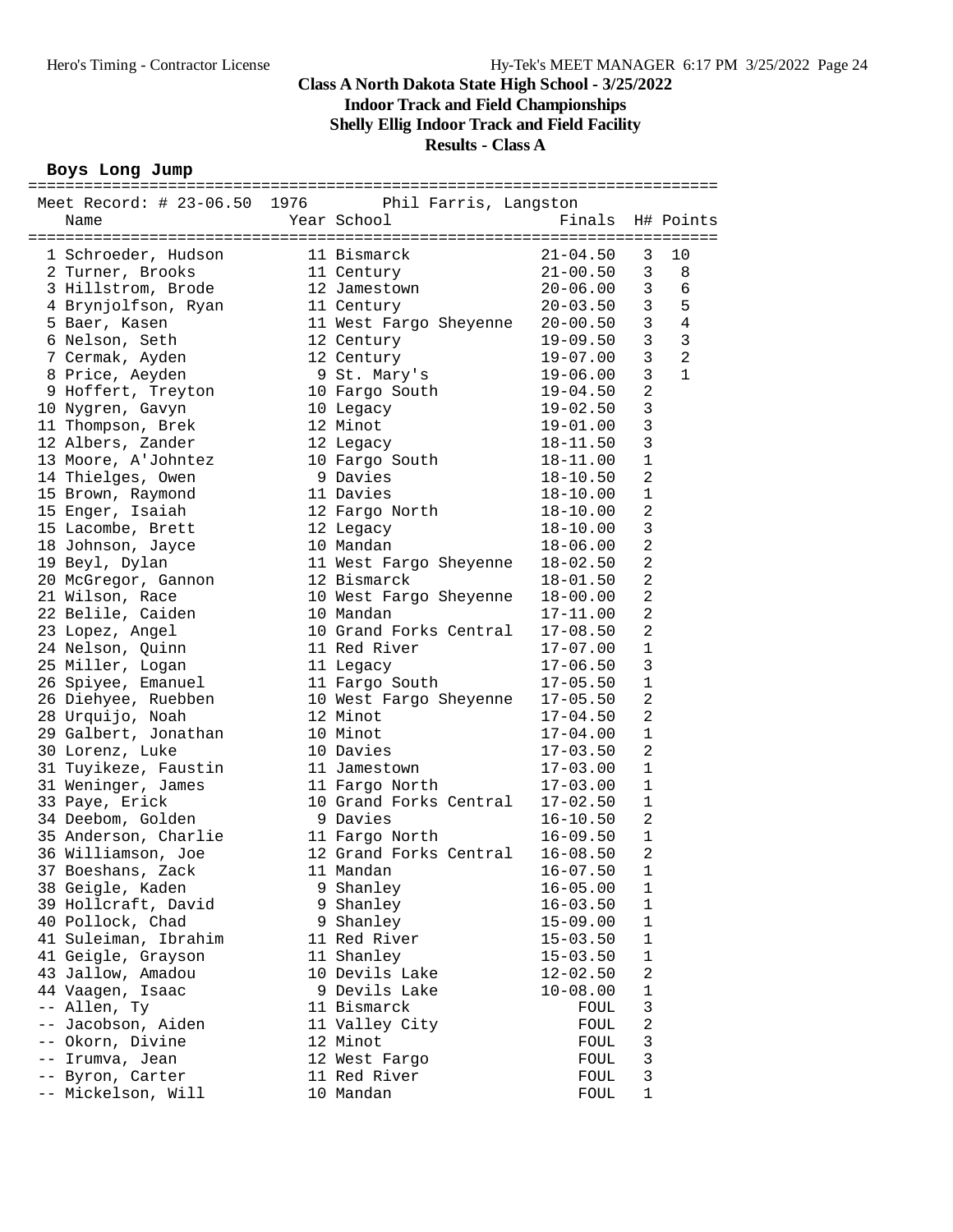# Class A North Dakota State High School - 3/25/2022

## Indoor Track and Field Championships

## Shelly Ellig Indoor Track and Field Facility

## Results - Class A

### Boys Long Jump

Meet Record: # 23-06.50 1976 Phil Farris, Langston

| Place | Name | Year | School | Finals | H# | Points |
|---|---|---|---|---|---|---|
| 1 | Schroeder, Hudson | 11 | Bismarck | 21-04.50 | 3 | 10 |
| 2 | Turner, Brooks | 11 | Century | 21-00.50 | 3 | 8 |
| 3 | Hillstrom, Brode | 12 | Jamestown | 20-06.00 | 3 | 6 |
| 4 | Brynjolfson, Ryan | 11 | Century | 20-03.50 | 3 | 5 |
| 5 | Baer, Kasen | 11 | West Fargo Sheyenne | 20-00.50 | 3 | 4 |
| 6 | Nelson, Seth | 12 | Century | 19-09.50 | 3 | 3 |
| 7 | Cermak, Ayden | 12 | Century | 19-07.00 | 3 | 2 |
| 8 | Price, Aeyden | 9 | St. Mary's | 19-06.00 | 3 | 1 |
| 9 | Hoffert, Treyton | 10 | Fargo South | 19-04.50 | 2 | |
| 10 | Nygren, Gavyn | 10 | Legacy | 19-02.50 | 3 | |
| 11 | Thompson, Brek | 12 | Minot | 19-01.00 | 3 | |
| 12 | Albers, Zander | 12 | Legacy | 18-11.50 | 3 | |
| 13 | Moore, A'Johntez | 10 | Fargo South | 18-11.00 | 1 | |
| 14 | Thielges, Owen | 9 | Davies | 18-10.50 | 2 | |
| 15 | Brown, Raymond | 11 | Davies | 18-10.00 | 1 | |
| 15 | Enger, Isaiah | 12 | Fargo North | 18-10.00 | 2 | |
| 15 | Lacombe, Brett | 12 | Legacy | 18-10.00 | 3 | |
| 18 | Johnson, Jayce | 10 | Mandan | 18-06.00 | 2 | |
| 19 | Beyl, Dylan | 11 | West Fargo Sheyenne | 18-02.50 | 2 | |
| 20 | McGregor, Gannon | 12 | Bismarck | 18-01.50 | 2 | |
| 21 | Wilson, Race | 10 | West Fargo Sheyenne | 18-00.00 | 2 | |
| 22 | Belile, Caiden | 10 | Mandan | 17-11.00 | 2 | |
| 23 | Lopez, Angel | 10 | Grand Forks Central | 17-08.50 | 2 | |
| 24 | Nelson, Quinn | 11 | Red River | 17-07.00 | 1 | |
| 25 | Miller, Logan | 11 | Legacy | 17-06.50 | 3 | |
| 26 | Spiyee, Emanuel | 11 | Fargo South | 17-05.50 | 1 | |
| 26 | Diehyee, Ruebben | 10 | West Fargo Sheyenne | 17-05.50 | 2 | |
| 28 | Urquijo, Noah | 12 | Minot | 17-04.50 | 2 | |
| 29 | Galbert, Jonathan | 10 | Minot | 17-04.00 | 1 | |
| 30 | Lorenz, Luke | 10 | Davies | 17-03.50 | 2 | |
| 31 | Tuyikeze, Faustin | 11 | Jamestown | 17-03.00 | 1 | |
| 31 | Weninger, James | 11 | Fargo North | 17-03.00 | 1 | |
| 33 | Paye, Erick | 10 | Grand Forks Central | 17-02.50 | 1 | |
| 34 | Deebom, Golden | 9 | Davies | 16-10.50 | 2 | |
| 35 | Anderson, Charlie | 11 | Fargo North | 16-09.50 | 1 | |
| 36 | Williamson, Joe | 12 | Grand Forks Central | 16-08.50 | 2 | |
| 37 | Boeshans, Zack | 11 | Mandan | 16-07.50 | 1 | |
| 38 | Geigle, Kaden | 9 | Shanley | 16-05.00 | 1 | |
| 39 | Hollcraft, David | 9 | Shanley | 16-03.50 | 1 | |
| 40 | Pollock, Chad | 9 | Shanley | 15-09.00 | 1 | |
| 41 | Suleiman, Ibrahim | 11 | Red River | 15-03.50 | 1 | |
| 41 | Geigle, Grayson | 11 | Shanley | 15-03.50 | 1 | |
| 43 | Jallow, Amadou | 10 | Devils Lake | 12-02.50 | 2 | |
| 44 | Vaagen, Isaac | 9 | Devils Lake | 10-08.00 | 1 | |
| -- | Allen, Ty | 11 | Bismarck | FOUL | 3 | |
| -- | Jacobson, Aiden | 11 | Valley City | FOUL | 2 | |
| -- | Okorn, Divine | 12 | Minot | FOUL | 3 | |
| -- | Irumva, Jean | 12 | West Fargo | FOUL | 3 | |
| -- | Byron, Carter | 11 | Red River | FOUL | 3 | |
| -- | Mickelson, Will | 10 | Mandan | FOUL | 1 | |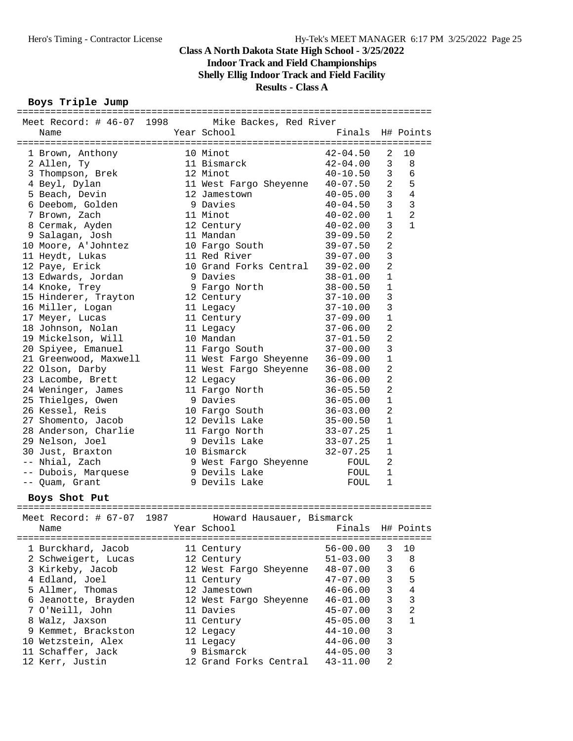# Class A North Dakota State High School - 3/25/2022

## Indoor Track and Field Championships

## Shelly Ellig Indoor Track and Field Facility

## Results - Class A

### Boys Triple Jump

Meet Record: # 46-07 1998 Mike Backes, Red River

| Place | Name | Year | School | Finals | H# | Points |
|---|---|---|---|---|---|---|
| 1 | Brown, Anthony | 10 | Minot | 42-04.50 | 2 | 10 |
| 2 | Allen, Ty | 11 | Bismarck | 42-04.00 | 3 | 8 |
| 3 | Thompson, Brek | 12 | Minot | 40-10.50 | 3 | 6 |
| 4 | Beyl, Dylan | 11 | West Fargo Sheyenne | 40-07.50 | 2 | 5 |
| 5 | Beach, Devin | 12 | Jamestown | 40-05.00 | 3 | 4 |
| 6 | Deebom, Golden | 9 | Davies | 40-04.50 | 3 | 3 |
| 7 | Brown, Zach | 11 | Minot | 40-02.00 | 1 | 2 |
| 8 | Cermak, Ayden | 12 | Century | 40-02.00 | 3 | 1 |
| 9 | Salagan, Josh | 11 | Mandan | 39-09.50 | 2 | |
| 10 | Moore, A'Johntez | 10 | Fargo South | 39-07.50 | 2 | |
| 11 | Heydt, Lukas | 11 | Red River | 39-07.00 | 3 | |
| 12 | Paye, Erick | 10 | Grand Forks Central | 39-02.00 | 2 | |
| 13 | Edwards, Jordan | 9 | Davies | 38-01.00 | 1 | |
| 14 | Knoke, Trey | 9 | Fargo North | 38-00.50 | 1 | |
| 15 | Hinderer, Trayton | 12 | Century | 37-10.00 | 3 | |
| 16 | Miller, Logan | 11 | Legacy | 37-10.00 | 3 | |
| 17 | Meyer, Lucas | 11 | Century | 37-09.00 | 1 | |
| 18 | Johnson, Nolan | 11 | Legacy | 37-06.00 | 2 | |
| 19 | Mickelson, Will | 10 | Mandan | 37-01.50 | 2 | |
| 20 | Spiyee, Emanuel | 11 | Fargo South | 37-00.00 | 3 | |
| 21 | Greenwood, Maxwell | 11 | West Fargo Sheyenne | 36-09.00 | 1 | |
| 22 | Olson, Darby | 11 | West Fargo Sheyenne | 36-08.00 | 2 | |
| 23 | Lacombe, Brett | 12 | Legacy | 36-06.00 | 2 | |
| 24 | Weninger, James | 11 | Fargo North | 36-05.50 | 2 | |
| 25 | Thielges, Owen | 9 | Davies | 36-05.00 | 1 | |
| 26 | Kessel, Reis | 10 | Fargo South | 36-03.00 | 2 | |
| 27 | Shomento, Jacob | 12 | Devils Lake | 35-00.50 | 1 | |
| 28 | Anderson, Charlie | 11 | Fargo North | 33-07.25 | 1 | |
| 29 | Nelson, Joel | 9 | Devils Lake | 33-07.25 | 1 | |
| 30 | Just, Braxton | 10 | Bismarck | 32-07.25 | 1 | |
| -- | Nhial, Zach | 9 | West Fargo Sheyenne | FOUL | 2 | |
| -- | Dubois, Marquese | 9 | Devils Lake | FOUL | 1 | |
| -- | Quam, Grant | 9 | Devils Lake | FOUL | 1 | |

### Boys Shot Put

Meet Record: # 67-07 1987 Howard Hausauer, Bismarck

| Place | Name | Year | School | Finals | H# | Points |
|---|---|---|---|---|---|---|
| 1 | Burckhard, Jacob | 11 | Century | 56-00.00 | 3 | 10 |
| 2 | Schweigert, Lucas | 12 | Century | 51-03.00 | 3 | 8 |
| 3 | Kirkeby, Jacob | 12 | West Fargo Sheyenne | 48-07.00 | 3 | 6 |
| 4 | Edland, Joel | 11 | Century | 47-07.00 | 3 | 5 |
| 5 | Allmer, Thomas | 12 | Jamestown | 46-06.00 | 3 | 4 |
| 6 | Jeanotte, Brayden | 12 | West Fargo Sheyenne | 46-01.00 | 3 | 3 |
| 7 | O'Neill, John | 11 | Davies | 45-07.00 | 3 | 2 |
| 8 | Walz, Jaxson | 11 | Century | 45-05.00 | 3 | 1 |
| 9 | Kemmet, Brackston | 12 | Legacy | 44-10.00 | 3 | |
| 10 | Wetzstein, Alex | 11 | Legacy | 44-06.00 | 3 | |
| 11 | Schaffer, Jack | 9 | Bismarck | 44-05.00 | 3 | |
| 12 | Kerr, Justin | 12 | Grand Forks Central | 43-11.00 | 2 | |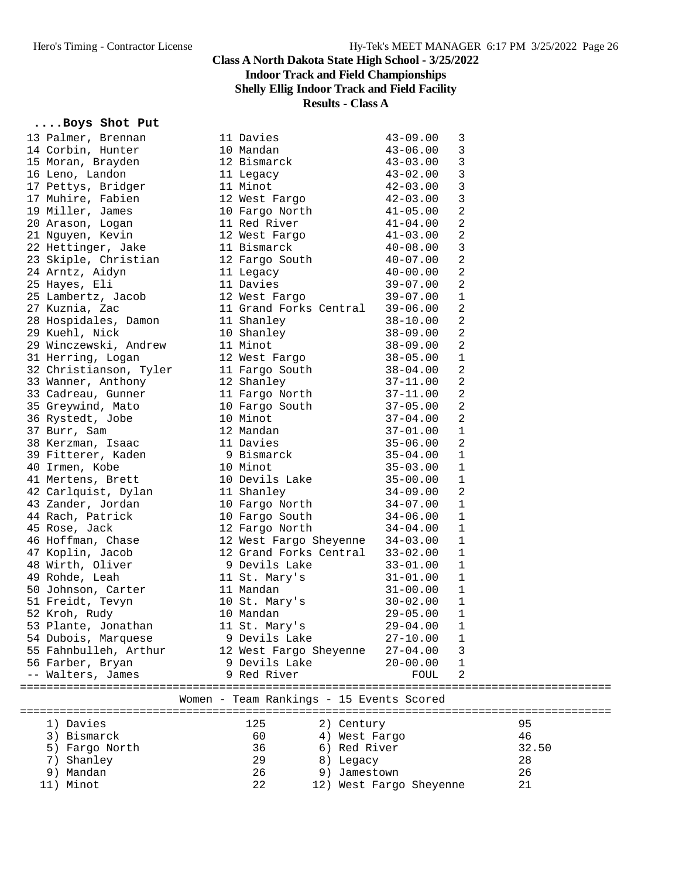**Class A North Dakota State High School - 3/25/2022**
**Indoor Track and Field Championships**
**Shelly Ellig Indoor Track and Field Facility**
**Results - Class A**

### ....Boys Shot Put

| Place | Name | Year | School | Mark | Flight |
|---|---|---|---|---|---|
| 13 | Palmer, Brennan | 11 | Davies | 43-09.00 | 3 |
| 14 | Corbin, Hunter | 10 | Mandan | 43-06.00 | 3 |
| 15 | Moran, Brayden | 12 | Bismarck | 43-03.00 | 3 |
| 16 | Leno, Landon | 11 | Legacy | 43-02.00 | 3 |
| 17 | Pettys, Bridger | 11 | Minot | 42-03.00 | 3 |
| 17 | Muhire, Fabien | 12 | West Fargo | 42-03.00 | 3 |
| 19 | Miller, James | 10 | Fargo North | 41-05.00 | 2 |
| 20 | Arason, Logan | 11 | Red River | 41-04.00 | 2 |
| 21 | Nguyen, Kevin | 12 | West Fargo | 41-03.00 | 2 |
| 22 | Hettinger, Jake | 11 | Bismarck | 40-08.00 | 3 |
| 23 | Skiple, Christian | 12 | Fargo South | 40-07.00 | 2 |
| 24 | Arntz, Aidyn | 11 | Legacy | 40-00.00 | 2 |
| 25 | Hayes, Eli | 11 | Davies | 39-07.00 | 2 |
| 25 | Lambertz, Jacob | 12 | West Fargo | 39-07.00 | 1 |
| 27 | Kuznia, Zac | 11 | Grand Forks Central | 39-06.00 | 2 |
| 28 | Hospidales, Damon | 11 | Shanley | 38-10.00 | 2 |
| 29 | Kuehl, Nick | 10 | Shanley | 38-09.00 | 2 |
| 29 | Winczewski, Andrew | 11 | Minot | 38-09.00 | 2 |
| 31 | Herring, Logan | 12 | West Fargo | 38-05.00 | 1 |
| 32 | Christianson, Tyler | 11 | Fargo South | 38-04.00 | 2 |
| 33 | Wanner, Anthony | 12 | Shanley | 37-11.00 | 2 |
| 33 | Cadreau, Gunner | 11 | Fargo North | 37-11.00 | 2 |
| 35 | Greywind, Mato | 10 | Fargo South | 37-05.00 | 2 |
| 36 | Rystedt, Jobe | 10 | Minot | 37-04.00 | 2 |
| 37 | Burr, Sam | 12 | Mandan | 37-01.00 | 1 |
| 38 | Kerzman, Isaac | 11 | Davies | 35-06.00 | 2 |
| 39 | Fitterer, Kaden | 9 | Bismarck | 35-04.00 | 1 |
| 40 | Irmen, Kobe | 10 | Minot | 35-03.00 | 1 |
| 41 | Mertens, Brett | 10 | Devils Lake | 35-00.00 | 1 |
| 42 | Carlquist, Dylan | 11 | Shanley | 34-09.00 | 2 |
| 43 | Zander, Jordan | 10 | Fargo North | 34-07.00 | 1 |
| 44 | Rach, Patrick | 10 | Fargo South | 34-06.00 | 1 |
| 45 | Rose, Jack | 12 | Fargo North | 34-04.00 | 1 |
| 46 | Hoffman, Chase | 12 | West Fargo Sheyenne | 34-03.00 | 1 |
| 47 | Koplin, Jacob | 12 | Grand Forks Central | 33-02.00 | 1 |
| 48 | Wirth, Oliver | 9 | Devils Lake | 33-01.00 | 1 |
| 49 | Rohde, Leah | 11 | St. Mary's | 31-01.00 | 1 |
| 50 | Johnson, Carter | 11 | Mandan | 31-00.00 | 1 |
| 51 | Freidt, Tevyn | 10 | St. Mary's | 30-02.00 | 1 |
| 52 | Kroh, Rudy | 10 | Mandan | 29-05.00 | 1 |
| 53 | Plante, Jonathan | 11 | St. Mary's | 29-04.00 | 1 |
| 54 | Dubois, Marquese | 9 | Devils Lake | 27-10.00 | 1 |
| 55 | Fahnbulleh, Arthur | 12 | West Fargo Sheyenne | 27-04.00 | 3 |
| 56 | Farber, Bryan | 9 | Devils Lake | 20-00.00 | 1 |
| -- | Walters, James | 9 | Red River | FOUL | 2 |

### Women - Team Rankings - 15 Events Scored

| Rank | Team | Points | Rank | Team | Points |
|---|---|---|---|---|---|
| 1) | Davies | 125 | 2) | Century | 95 |
| 3) | Bismarck | 60 | 4) | West Fargo | 46 |
| 5) | Fargo North | 36 | 6) | Red River | 32.50 |
| 7) | Shanley | 29 | 8) | Legacy | 28 |
| 9) | Mandan | 26 | 9) | Jamestown | 26 |
| 11) | Minot | 22 | 12) | West Fargo Sheyenne | 21 |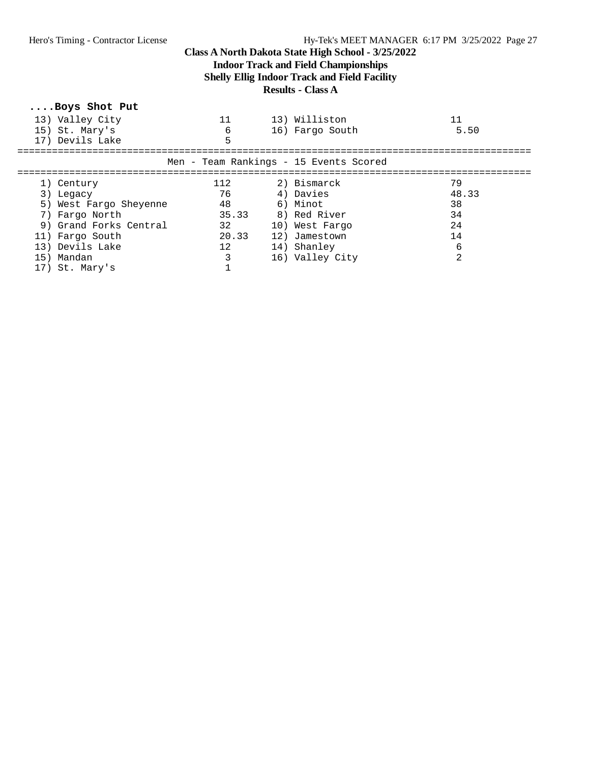## ....Boys Shot Put

| | | | |
|---|---|---|---|
| 13) Valley City | 11 | 13) Williston | 11 |
| 15) St. Mary's | 6 | 16) Fargo South | 5.50 |
| 17) Devils Lake | 5 | | |

## Men - Team Rankings - 15 Events Scored

| | | | |
|---|---|---|---|
| 1) Century | 112 | 2) Bismarck | 79 |
| 3) Legacy | 76 | 4) Davies | 48.33 |
| 5) West Fargo Sheyenne | 48 | 6) Minot | 38 |
| 7) Fargo North | 35.33 | 8) Red River | 34 |
| 9) Grand Forks Central | 32 | 10) West Fargo | 24 |
| 11) Fargo South | 20.33 | 12) Jamestown | 14 |
| 13) Devils Lake | 12 | 14) Shanley | 6 |
| 15) Mandan | 3 | 16) Valley City | 2 |
| 17) St. Mary's | 1 | | |